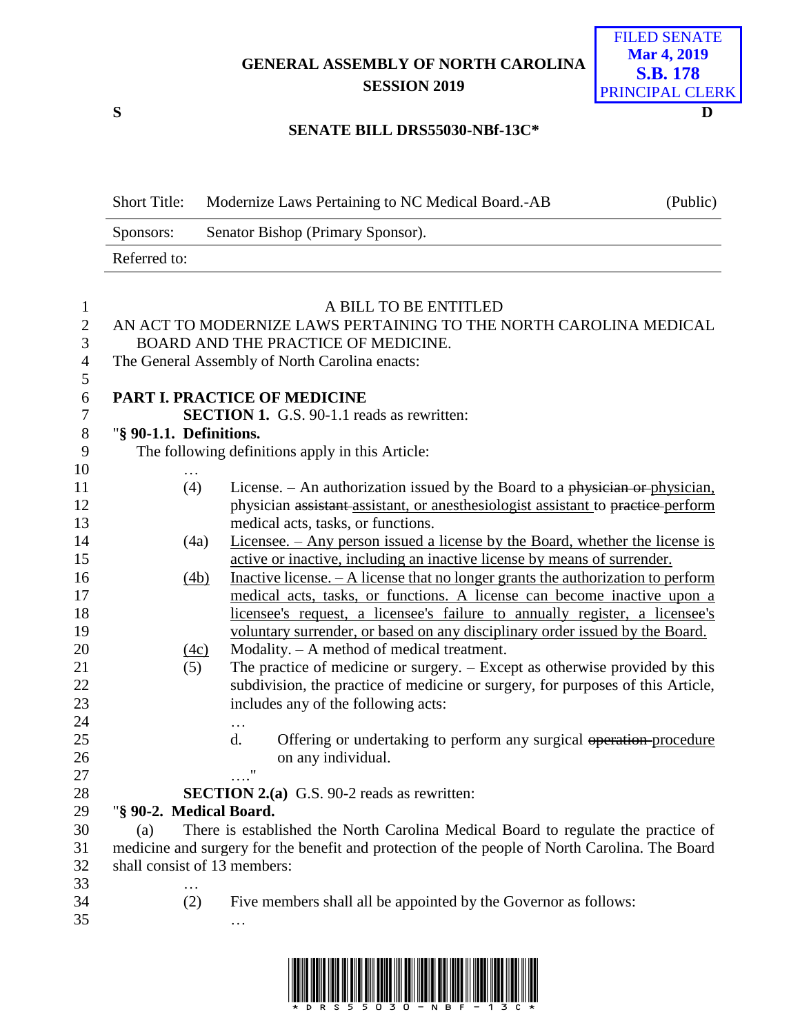**GENERAL ASSEMBLY OF NORTH CAROLINA**
**SESSION 2019**

FILED SENATE
**Mar 4, 2019**
**S.B. 178**
PRINCIPAL CLERK

**S** **D**

**SENATE BILL DRS55030-NBf-13C\***

| Short Title: | Modernize Laws Pertaining to NC Medical Board.-AB | (Public) |
|---|---|---|
| Sponsors: | Senator Bishop (Primary Sponsor). | |
| Referred to: | | |

A BILL TO BE ENTITLED

AN ACT TO MODERNIZE LAWS PERTAINING TO THE NORTH CAROLINA MEDICAL BOARD AND THE PRACTICE OF MEDICINE.

The General Assembly of North Carolina enacts:

**PART I. PRACTICE OF MEDICINE**

**SECTION 1.** G.S. 90-1.1 reads as rewritten:

"**§ 90-1.1. Definitions.**

The following definitions apply in this Article:

…

(4) License. – An authorization issued by the Board to a ~~physician or~~ <u>physician,</u> physician ~~assistant~~ <u>assistant, or anesthesiologist assistant</u> to ~~practice~~ <u>perform</u> medical acts, tasks, or functions.

(4a) <u>Licensee. – Any person issued a license by the Board, whether the license is active or inactive, including an inactive license by means of surrender.</u>

<u>(4b)</u> <u>Inactive license. – A license that no longer grants the authorization to perform medical acts, tasks, or functions. A license can become inactive upon a licensee's request, a licensee's failure to annually register, a licensee's voluntary surrender, or based on any disciplinary order issued by the Board.</u>

<u>(4c)</u> Modality. – A method of medical treatment.

(5) The practice of medicine or surgery. – Except as otherwise provided by this subdivision, the practice of medicine or surgery, for purposes of this Article, includes any of the following acts:

…

d. Offering or undertaking to perform any surgical ~~operation~~ <u>procedure</u> on any individual.

…."

**SECTION 2.(a)** G.S. 90-2 reads as rewritten:

"**§ 90-2. Medical Board.**

(a) There is established the North Carolina Medical Board to regulate the practice of medicine and surgery for the benefit and protection of the people of North Carolina. The Board shall consist of 13 members:

…

(2) Five members shall all be appointed by the Governor as follows:

…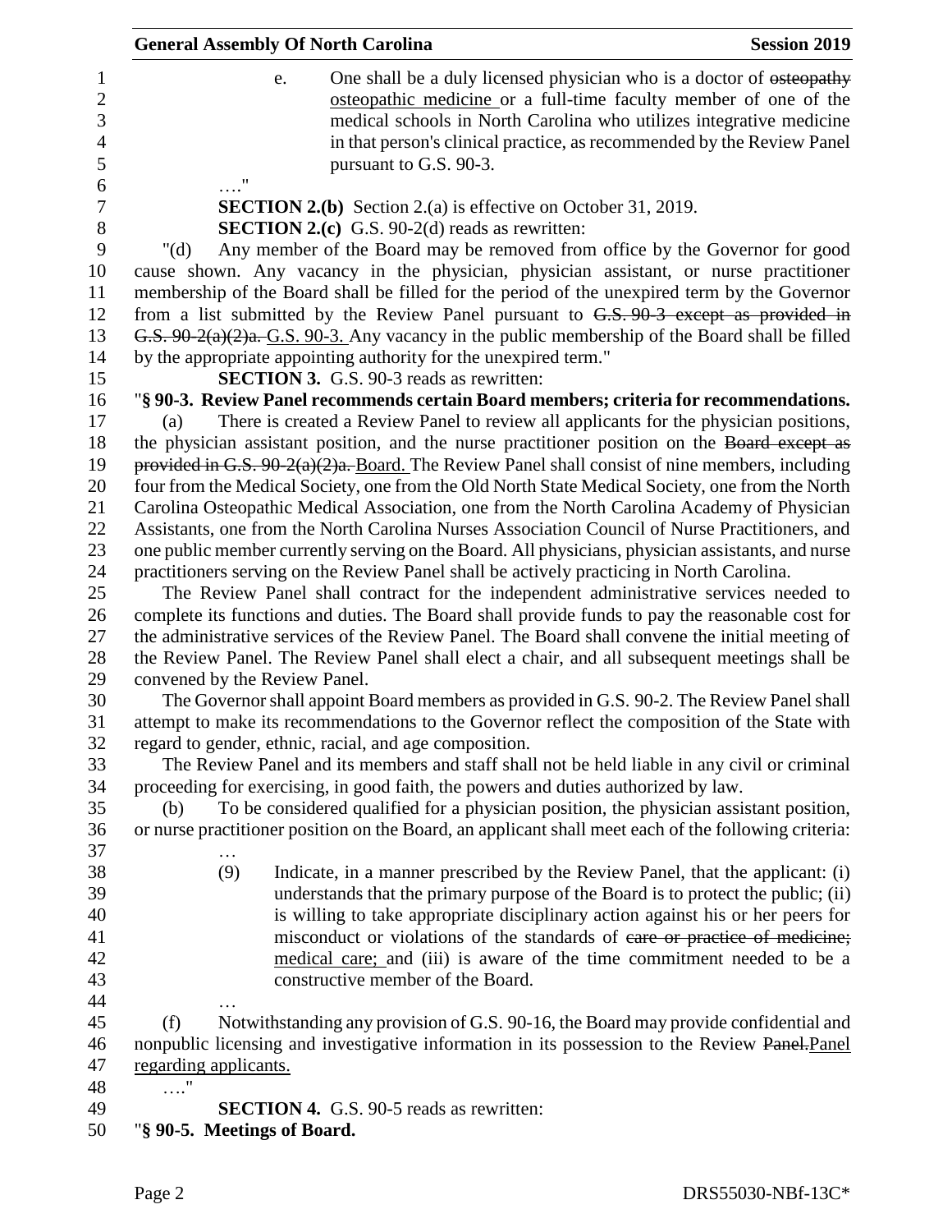e. One shall be a duly licensed physician who is a doctor of ~~osteopathy~~ osteopathic medicine or a full-time faculty member of one of the medical schools in North Carolina who utilizes integrative medicine in that person's clinical practice, as recommended by the Review Panel pursuant to G.S. 90-3.

…."

**SECTION 2.(b)** Section 2.(a) is effective on October 31, 2019.

**SECTION 2.(c)** G.S. 90-2(d) reads as rewritten:

"(d) Any member of the Board may be removed from office by the Governor for good cause shown. Any vacancy in the physician, physician assistant, or nurse practitioner membership of the Board shall be filled for the period of the unexpired term by the Governor from a list submitted by the Review Panel pursuant to ~~G.S. 90-3 except as provided in G.S. 90-2(a)(2)a.~~ G.S. 90-3. Any vacancy in the public membership of the Board shall be filled by the appropriate appointing authority for the unexpired term."

**SECTION 3.** G.S. 90-3 reads as rewritten:

"**§ 90-3. Review Panel recommends certain Board members; criteria for recommendations.**

(a) There is created a Review Panel to review all applicants for the physician positions, the physician assistant position, and the nurse practitioner position on the ~~Board except as provided in G.S. 90-2(a)(2)a.~~ Board. The Review Panel shall consist of nine members, including four from the Medical Society, one from the Old North State Medical Society, one from the North Carolina Osteopathic Medical Association, one from the North Carolina Academy of Physician Assistants, one from the North Carolina Nurses Association Council of Nurse Practitioners, and one public member currently serving on the Board. All physicians, physician assistants, and nurse practitioners serving on the Review Panel shall be actively practicing in North Carolina.

The Review Panel shall contract for the independent administrative services needed to complete its functions and duties. The Board shall provide funds to pay the reasonable cost for the administrative services of the Review Panel. The Board shall convene the initial meeting of the Review Panel. The Review Panel shall elect a chair, and all subsequent meetings shall be convened by the Review Panel.

The Governor shall appoint Board members as provided in G.S. 90-2. The Review Panel shall attempt to make its recommendations to the Governor reflect the composition of the State with regard to gender, ethnic, racial, and age composition.

The Review Panel and its members and staff shall not be held liable in any civil or criminal proceeding for exercising, in good faith, the powers and duties authorized by law.

(b) To be considered qualified for a physician position, the physician assistant position, or nurse practitioner position on the Board, an applicant shall meet each of the following criteria:

…

(9) Indicate, in a manner prescribed by the Review Panel, that the applicant: (i) understands that the primary purpose of the Board is to protect the public; (ii) is willing to take appropriate disciplinary action against his or her peers for misconduct or violations of the standards of ~~care or practice of medicine;~~ medical care; and (iii) is aware of the time commitment needed to be a constructive member of the Board.

…

(f) Notwithstanding any provision of G.S. 90-16, the Board may provide confidential and nonpublic licensing and investigative information in its possession to the Review ~~Panel.~~ Panel regarding applicants.

…."

**SECTION 4.** G.S. 90-5 reads as rewritten:

"**§ 90-5. Meetings of Board.**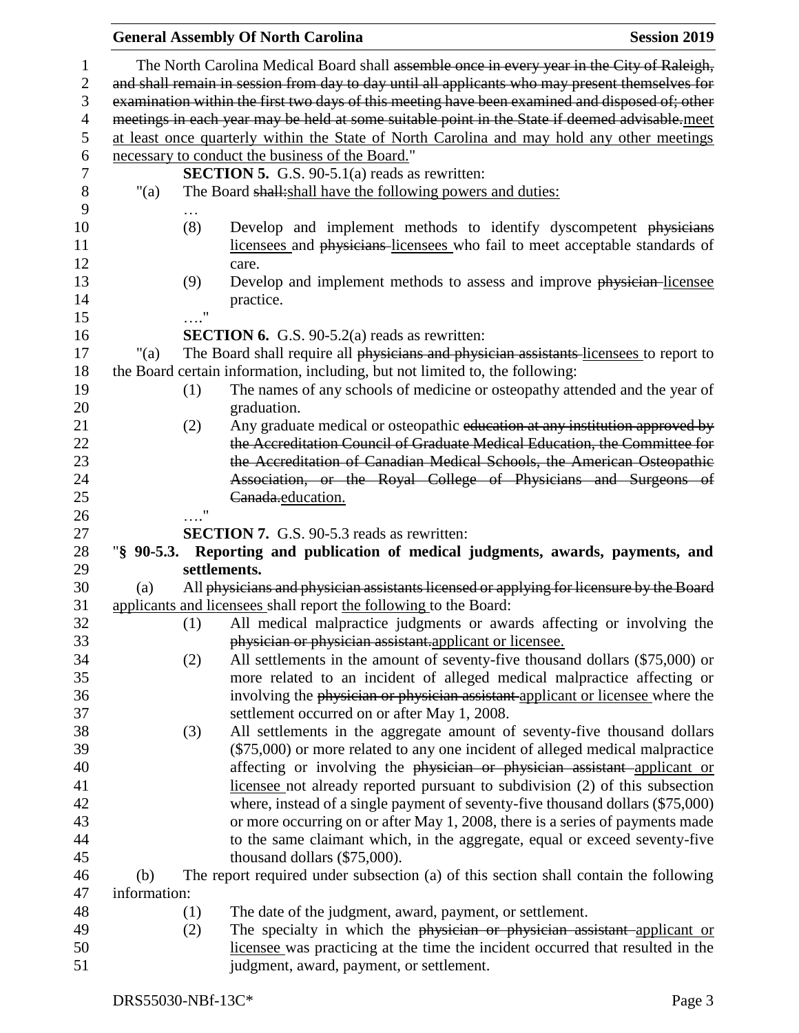The North Carolina Medical Board shall ~~assemble once in every year in the City of Raleigh, and shall remain in session from day to day until all applicants who may present themselves for examination within the first two days of this meeting have been examined and disposed of; other meetings in each year may be held at some suitable point in the State if deemed advisable.~~meet at least once quarterly within the State of North Carolina and may hold any other meetings necessary to conduct the business of the Board."

**SECTION 5.** G.S. 90-5.1(a) reads as rewritten:

"(a) The Board ~~shall:~~shall have the following powers and duties:

…

(8) Develop and implement methods to identify dyscompetent ~~physicians~~ licensees and ~~physicians~~ licensees who fail to meet acceptable standards of care.

(9) Develop and implement methods to assess and improve ~~physician~~ licensee practice.

…."

**SECTION 6.** G.S. 90-5.2(a) reads as rewritten:

"(a) The Board shall require all ~~physicians and physician assistants~~ licensees to report to the Board certain information, including, but not limited to, the following:

(1) The names of any schools of medicine or osteopathy attended and the year of graduation.

(2) Any graduate medical or osteopathic ~~education at any institution approved by the Accreditation Council of Graduate Medical Education, the Committee for the Accreditation of Canadian Medical Schools, the American Osteopathic Association, or the Royal College of Physicians and Surgeons of Canada.~~education.

…."

**SECTION 7.** G.S. 90-5.3 reads as rewritten:

"**§ 90-5.3. Reporting and publication of medical judgments, awards, payments, and settlements.**

(a) All ~~physicians and physician assistants licensed or applying for licensure by the Board~~ applicants and licensees shall report the following to the Board:

(1) All medical malpractice judgments or awards affecting or involving the ~~physician or physician assistant.~~applicant or licensee.

(2) All settlements in the amount of seventy-five thousand dollars ($75,000) or more related to an incident of alleged medical malpractice affecting or involving the ~~physician or physician assistant~~ applicant or licensee where the settlement occurred on or after May 1, 2008.

(3) All settlements in the aggregate amount of seventy-five thousand dollars ($75,000) or more related to any one incident of alleged medical malpractice affecting or involving the ~~physician or physician assistant~~ applicant or licensee not already reported pursuant to subdivision (2) of this subsection where, instead of a single payment of seventy-five thousand dollars ($75,000) or more occurring on or after May 1, 2008, there is a series of payments made to the same claimant which, in the aggregate, equal or exceed seventy-five thousand dollars ($75,000).

(b) The report required under subsection (a) of this section shall contain the following information:

(1) The date of the judgment, award, payment, or settlement.

(2) The specialty in which the ~~physician or physician assistant~~ applicant or licensee was practicing at the time the incident occurred that resulted in the judgment, award, payment, or settlement.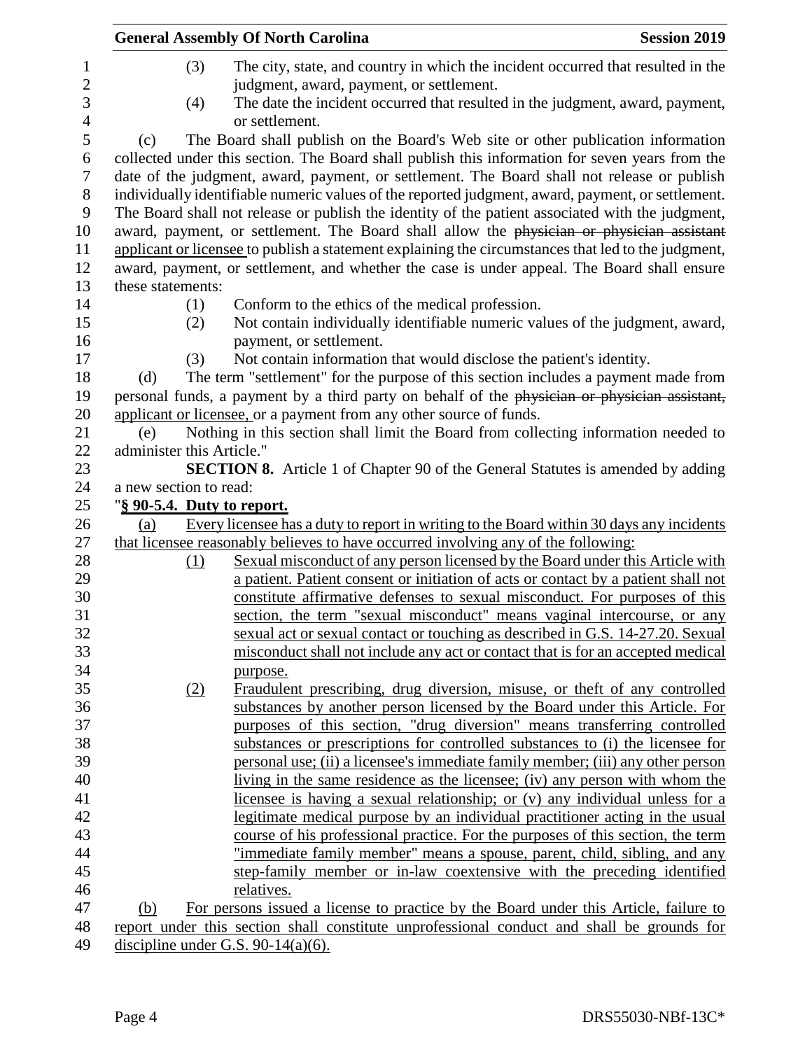(3) The city, state, and country in which the incident occurred that resulted in the judgment, award, payment, or settlement.

(4) The date the incident occurred that resulted in the judgment, award, payment, or settlement.

(c) The Board shall publish on the Board's Web site or other publication information collected under this section. The Board shall publish this information for seven years from the date of the judgment, award, payment, or settlement. The Board shall not release or publish individually identifiable numeric values of the reported judgment, award, payment, or settlement. The Board shall not release or publish the identity of the patient associated with the judgment, award, payment, or settlement. The Board shall allow the ~~physician or physician assistant~~ applicant or licensee to publish a statement explaining the circumstances that led to the judgment, award, payment, or settlement, and whether the case is under appeal. The Board shall ensure these statements:

(1) Conform to the ethics of the medical profession.

(2) Not contain individually identifiable numeric values of the judgment, award, payment, or settlement.

(3) Not contain information that would disclose the patient's identity.

(d) The term "settlement" for the purpose of this section includes a payment made from personal funds, a payment by a third party on behalf of the ~~physician or physician assistant,~~ applicant or licensee, or a payment from any other source of funds.

(e) Nothing in this section shall limit the Board from collecting information needed to administer this Article."

**SECTION 8.** Article 1 of Chapter 90 of the General Statutes is amended by adding a new section to read:

"**§ 90-5.4. Duty to report.**

(a) Every licensee has a duty to report in writing to the Board within 30 days any incidents that licensee reasonably believes to have occurred involving any of the following:

(1) Sexual misconduct of any person licensed by the Board under this Article with a patient. Patient consent or initiation of acts or contact by a patient shall not constitute affirmative defenses to sexual misconduct. For purposes of this section, the term "sexual misconduct" means vaginal intercourse, or any sexual act or sexual contact or touching as described in G.S. 14-27.20. Sexual misconduct shall not include any act or contact that is for an accepted medical purpose.

(2) Fraudulent prescribing, drug diversion, misuse, or theft of any controlled substances by another person licensed by the Board under this Article. For purposes of this section, "drug diversion" means transferring controlled substances or prescriptions for controlled substances to (i) the licensee for personal use; (ii) a licensee's immediate family member; (iii) any other person living in the same residence as the licensee; (iv) any person with whom the licensee is having a sexual relationship; or (v) any individual unless for a legitimate medical purpose by an individual practitioner acting in the usual course of his professional practice. For the purposes of this section, the term "immediate family member" means a spouse, parent, child, sibling, and any step-family member or in-law coextensive with the preceding identified relatives.

(b) For persons issued a license to practice by the Board under this Article, failure to report under this section shall constitute unprofessional conduct and shall be grounds for discipline under G.S. 90-14(a)(6).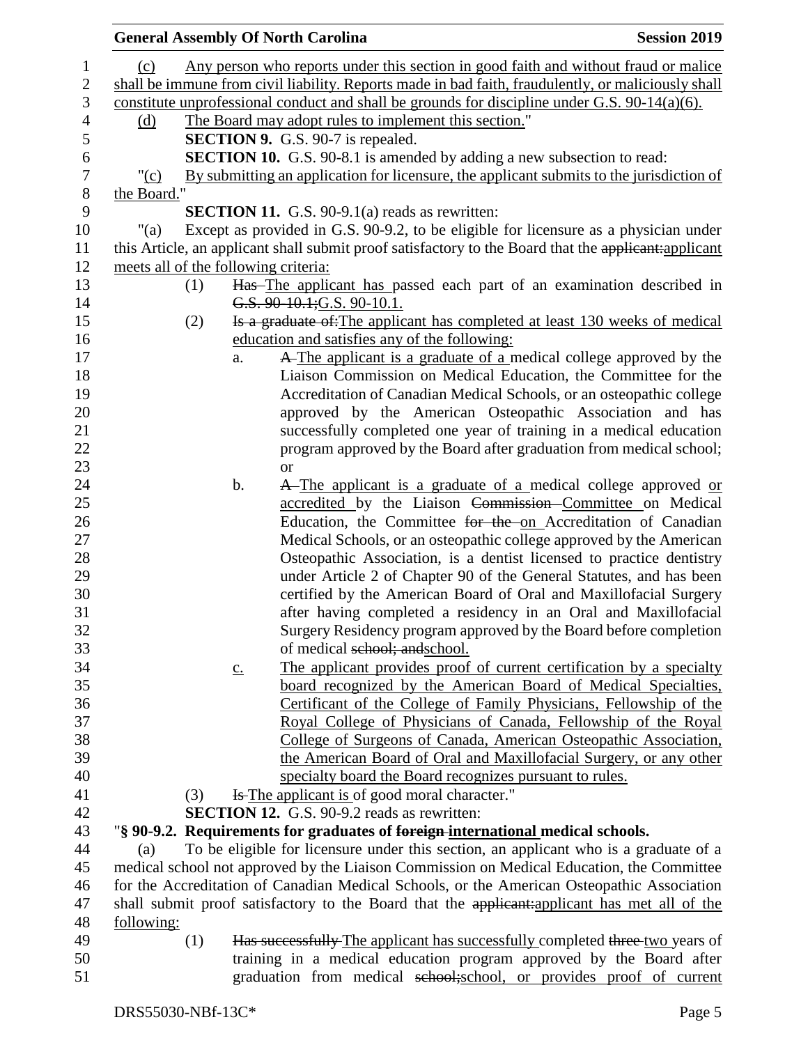(c) Any person who reports under this section in good faith and without fraud or malice shall be immune from civil liability. Reports made in bad faith, fraudulently, or maliciously shall constitute unprofessional conduct and shall be grounds for discipline under G.S. 90-14(a)(6).

(d) The Board may adopt rules to implement this section."

**SECTION 9.** G.S. 90-7 is repealed.

**SECTION 10.** G.S. 90-8.1 is amended by adding a new subsection to read:

"(c) By submitting an application for licensure, the applicant submits to the jurisdiction of the Board."

**SECTION 11.** G.S. 90-9.1(a) reads as rewritten:

"(a) Except as provided in G.S. 90-9.2, to be eligible for licensure as a physician under this Article, an applicant shall submit proof satisfactory to the Board that the ~~applicant:~~applicant meets all of the following criteria:

(1) ~~Has~~ The applicant has passed each part of an examination described in ~~G.S. 90-10.1;~~G.S. 90-10.1.

(2) ~~Is a graduate of:~~The applicant has completed at least 130 weeks of medical education and satisfies any of the following:

a. ~~A~~ The applicant is a graduate of a medical college approved by the Liaison Commission on Medical Education, the Committee for the Accreditation of Canadian Medical Schools, or an osteopathic college approved by the American Osteopathic Association and has successfully completed one year of training in a medical education program approved by the Board after graduation from medical school; or

b. ~~A~~ The applicant is a graduate of a medical college approved or accredited by the Liaison ~~Commission~~ Committee on Medical Education, the Committee ~~for the~~ on Accreditation of Canadian Medical Schools, or an osteopathic college approved by the American Osteopathic Association, is a dentist licensed to practice dentistry under Article 2 of Chapter 90 of the General Statutes, and has been certified by the American Board of Oral and Maxillofacial Surgery after having completed a residency in an Oral and Maxillofacial Surgery Residency program approved by the Board before completion of medical ~~school; and~~school.

c. The applicant provides proof of current certification by a specialty board recognized by the American Board of Medical Specialties, Certificant of the College of Family Physicians, Fellowship of the Royal College of Physicians of Canada, Fellowship of the Royal College of Surgeons of Canada, American Osteopathic Association, the American Board of Oral and Maxillofacial Surgery, or any other specialty board the Board recognizes pursuant to rules.

(3) ~~Is~~ The applicant is of good moral character."

**SECTION 12.** G.S. 90-9.2 reads as rewritten:

"**§ 90-9.2. Requirements for graduates of ~~foreign~~ international medical schools.**

(a) To be eligible for licensure under this section, an applicant who is a graduate of a medical school not approved by the Liaison Commission on Medical Education, the Committee for the Accreditation of Canadian Medical Schools, or the American Osteopathic Association shall submit proof satisfactory to the Board that the ~~applicant:~~applicant has met all of the following:

(1) ~~Has successfully~~ The applicant has successfully completed ~~three~~ two years of training in a medical education program approved by the Board after graduation from medical ~~school;~~school, or provides proof of current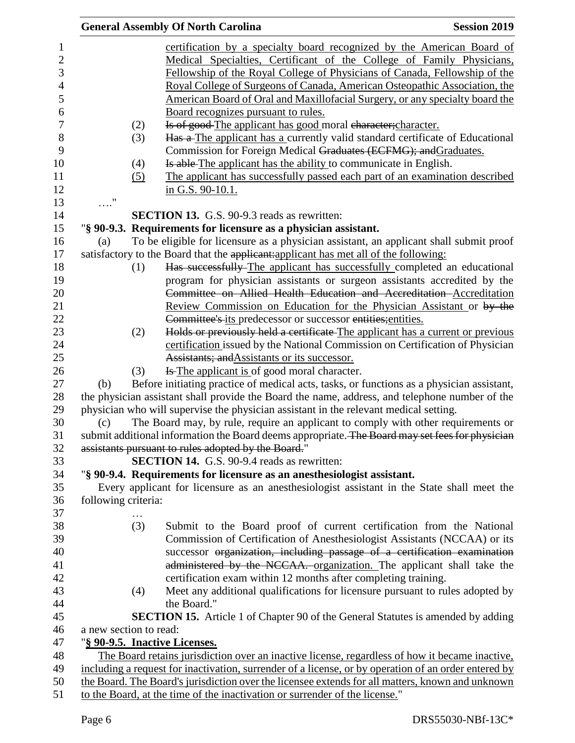certification by a specialty board recognized by the American Board of Medical Specialties, Certificant of the College of Family Physicians, Fellowship of the Royal College of Physicians of Canada, Fellowship of the Royal College of Surgeons of Canada, American Osteopathic Association, the American Board of Oral and Maxillofacial Surgery, or any specialty board the Board recognizes pursuant to rules.

(2) ~~Is of good~~ The applicant has good moral ~~character;~~character.

(3) ~~Has a~~ The applicant has a currently valid standard certificate of Educational Commission for Foreign Medical ~~Graduates (ECFMG); and~~Graduates.

(4) ~~Is able~~ The applicant has the ability to communicate in English.

(5) The applicant has successfully passed each part of an examination described in G.S. 90-10.1.

…."

**SECTION 13.** G.S. 90-9.3 reads as rewritten:

"**§ 90-9.3. Requirements for licensure as a physician assistant.**

(a) To be eligible for licensure as a physician assistant, an applicant shall submit proof satisfactory to the Board that the ~~applicant:~~applicant has met all of the following:

(1) ~~Has successfully~~ The applicant has successfully completed an educational program for physician assistants or surgeon assistants accredited by the ~~Committee on Allied Health Education and Accreditation~~ Accreditation Review Commission on Education for the Physician Assistant or ~~by the Committee's~~ its predecessor or successor ~~entities;~~entities.

(2) ~~Holds or previously held a certificate~~ The applicant has a current or previous certification issued by the National Commission on Certification of Physician ~~Assistants; and~~Assistants or its successor.

(3) ~~Is~~ The applicant is of good moral character.

(b) Before initiating practice of medical acts, tasks, or functions as a physician assistant, the physician assistant shall provide the Board the name, address, and telephone number of the physician who will supervise the physician assistant in the relevant medical setting.

(c) The Board may, by rule, require an applicant to comply with other requirements or submit additional information the Board deems appropriate. ~~The Board may set fees for physician assistants pursuant to rules adopted by the Board.~~"

**SECTION 14.** G.S. 90-9.4 reads as rewritten:

"**§ 90-9.4. Requirements for licensure as an anesthesiologist assistant.**

Every applicant for licensure as an anesthesiologist assistant in the State shall meet the following criteria:

…

(3) Submit to the Board proof of current certification from the National Commission of Certification of Anesthesiologist Assistants (NCCAA) or its successor ~~organization, including passage of a certification examination administered by the NCCAA.~~ organization. The applicant shall take the certification exam within 12 months after completing training.

(4) Meet any additional qualifications for licensure pursuant to rules adopted by the Board."

**SECTION 15.** Article 1 of Chapter 90 of the General Statutes is amended by adding a new section to read:

"**§ 90-9.5. Inactive Licenses.**

The Board retains jurisdiction over an inactive license, regardless of how it became inactive, including a request for inactivation, surrender of a license, or by operation of an order entered by the Board. The Board's jurisdiction over the licensee extends for all matters, known and unknown to the Board, at the time of the inactivation or surrender of the license."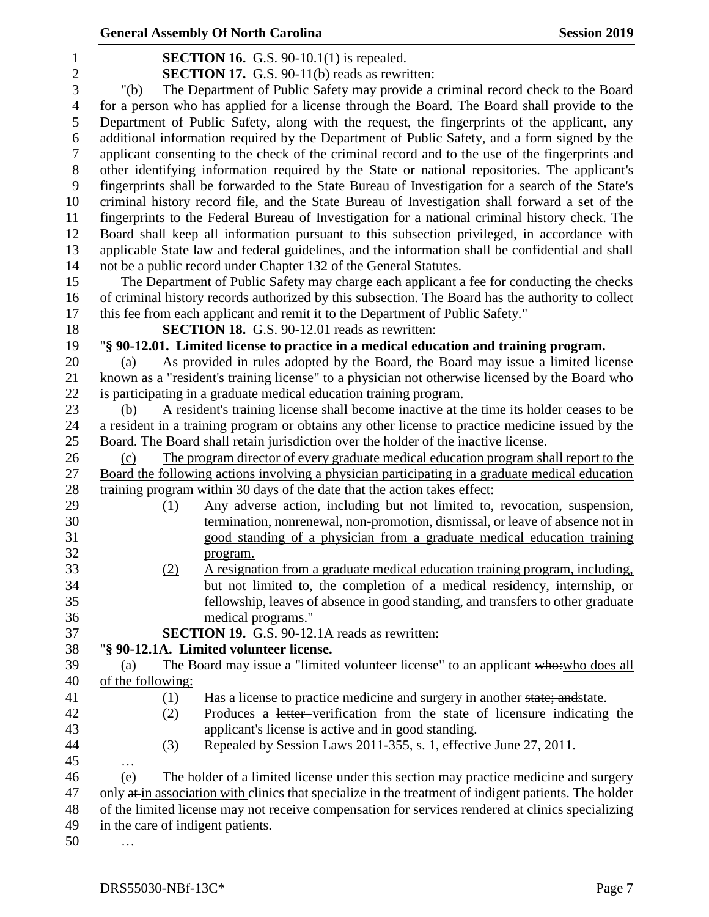**SECTION 16.** G.S. 90-10.1(1) is repealed.

**SECTION 17.** G.S. 90-11(b) reads as rewritten:

"(b) The Department of Public Safety may provide a criminal record check to the Board for a person who has applied for a license through the Board. The Board shall provide to the Department of Public Safety, along with the request, the fingerprints of the applicant, any additional information required by the Department of Public Safety, and a form signed by the applicant consenting to the check of the criminal record and to the use of the fingerprints and other identifying information required by the State or national repositories. The applicant's fingerprints shall be forwarded to the State Bureau of Investigation for a search of the State's criminal history record file, and the State Bureau of Investigation shall forward a set of the fingerprints to the Federal Bureau of Investigation for a national criminal history check. The Board shall keep all information pursuant to this subsection privileged, in accordance with applicable State law and federal guidelines, and the information shall be confidential and shall not be a public record under Chapter 132 of the General Statutes.

The Department of Public Safety may charge each applicant a fee for conducting the checks of criminal history records authorized by this subsection. The Board has the authority to collect this fee from each applicant and remit it to the Department of Public Safety."

**SECTION 18.** G.S. 90-12.01 reads as rewritten:

"**§ 90-12.01. Limited license to practice in a medical education and training program.**

(a) As provided in rules adopted by the Board, the Board may issue a limited license known as a "resident's training license" to a physician not otherwise licensed by the Board who is participating in a graduate medical education training program.

(b) A resident's training license shall become inactive at the time its holder ceases to be a resident in a training program or obtains any other license to practice medicine issued by the Board. The Board shall retain jurisdiction over the holder of the inactive license.

(c) The program director of every graduate medical education program shall report to the Board the following actions involving a physician participating in a graduate medical education training program within 30 days of the date that the action takes effect:

(1) Any adverse action, including but not limited to, revocation, suspension, termination, nonrenewal, non-promotion, dismissal, or leave of absence not in good standing of a physician from a graduate medical education training program.

(2) A resignation from a graduate medical education training program, including, but not limited to, the completion of a medical residency, internship, or fellowship, leaves of absence in good standing, and transfers to other graduate medical programs."

**SECTION 19.** G.S. 90-12.1A reads as rewritten:

"**§ 90-12.1A. Limited volunteer license.**

(a) The Board may issue a "limited volunteer license" to an applicant ~~who:~~who does all of the following:

(1) Has a license to practice medicine and surgery in another ~~state; and~~state.

(2) Produces a ~~letter~~ verification from the state of licensure indicating the applicant's license is active and in good standing.

(3) Repealed by Session Laws 2011-355, s. 1, effective June 27, 2011.

…

(e) The holder of a limited license under this section may practice medicine and surgery only ~~at~~ in association with clinics that specialize in the treatment of indigent patients. The holder of the limited license may not receive compensation for services rendered at clinics specializing in the care of indigent patients.

…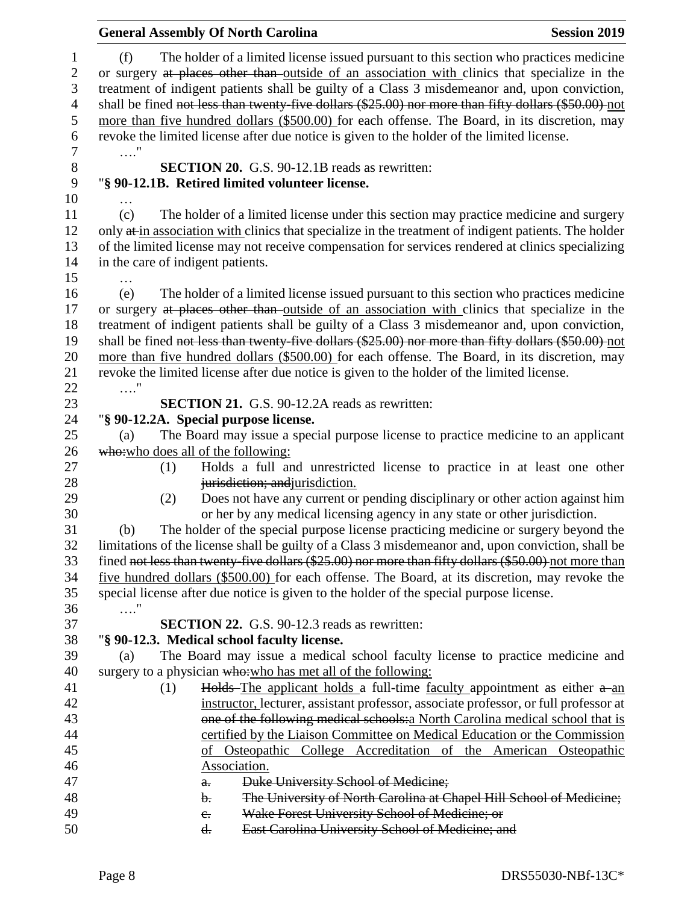(f) The holder of a limited license issued pursuant to this section who practices medicine or surgery ~~at places other than~~ outside of an association with clinics that specialize in the treatment of indigent patients shall be guilty of a Class 3 misdemeanor and, upon conviction, shall be fined ~~not less than twenty-five dollars ($25.00) nor more than fifty dollars ($50.00)~~ not more than five hundred dollars ($500.00) for each offense. The Board, in its discretion, may revoke the limited license after due notice is given to the holder of the limited license.

…."

**SECTION 20.** G.S. 90-12.1B reads as rewritten:

"**§ 90-12.1B. Retired limited volunteer license.**

…

(c) The holder of a limited license under this section may practice medicine and surgery only ~~at~~ in association with clinics that specialize in the treatment of indigent patients. The holder of the limited license may not receive compensation for services rendered at clinics specializing in the care of indigent patients.

…

(e) The holder of a limited license issued pursuant to this section who practices medicine or surgery ~~at places other than~~ outside of an association with clinics that specialize in the treatment of indigent patients shall be guilty of a Class 3 misdemeanor and, upon conviction, shall be fined ~~not less than twenty-five dollars ($25.00) nor more than fifty dollars ($50.00)~~ not more than five hundred dollars ($500.00) for each offense. The Board, in its discretion, may revoke the limited license after due notice is given to the holder of the limited license.

…."

**SECTION 21.** G.S. 90-12.2A reads as rewritten:

"**§ 90-12.2A. Special purpose license.**

(a) The Board may issue a special purpose license to practice medicine to an applicant ~~who:~~who does all of the following:

(1) Holds a full and unrestricted license to practice in at least one other ~~jurisdiction; and~~jurisdiction.

(2) Does not have any current or pending disciplinary or other action against him or her by any medical licensing agency in any state or other jurisdiction.

(b) The holder of the special purpose license practicing medicine or surgery beyond the limitations of the license shall be guilty of a Class 3 misdemeanor and, upon conviction, shall be fined ~~not less than twenty-five dollars ($25.00) nor more than fifty dollars ($50.00)~~ not more than five hundred dollars ($500.00) for each offense. The Board, at its discretion, may revoke the special license after due notice is given to the holder of the special purpose license.

…."

**SECTION 22.** G.S. 90-12.3 reads as rewritten:

"**§ 90-12.3. Medical school faculty license.**

(a) The Board may issue a medical school faculty license to practice medicine and surgery to a physician ~~who:~~who has met all of the following:

(1) ~~Holds~~ The applicant holds a full-time faculty appointment as either ~~a~~ an instructor, lecturer, assistant professor, associate professor, or full professor at ~~one of the following medical schools:~~a North Carolina medical school that is certified by the Liaison Committee on Medical Education or the Commission of Osteopathic College Accreditation of the American Osteopathic Association.

~~a. Duke University School of Medicine;~~

~~b. The University of North Carolina at Chapel Hill School of Medicine;~~

~~c. Wake Forest University School of Medicine; or~~

~~d. East Carolina University School of Medicine; and~~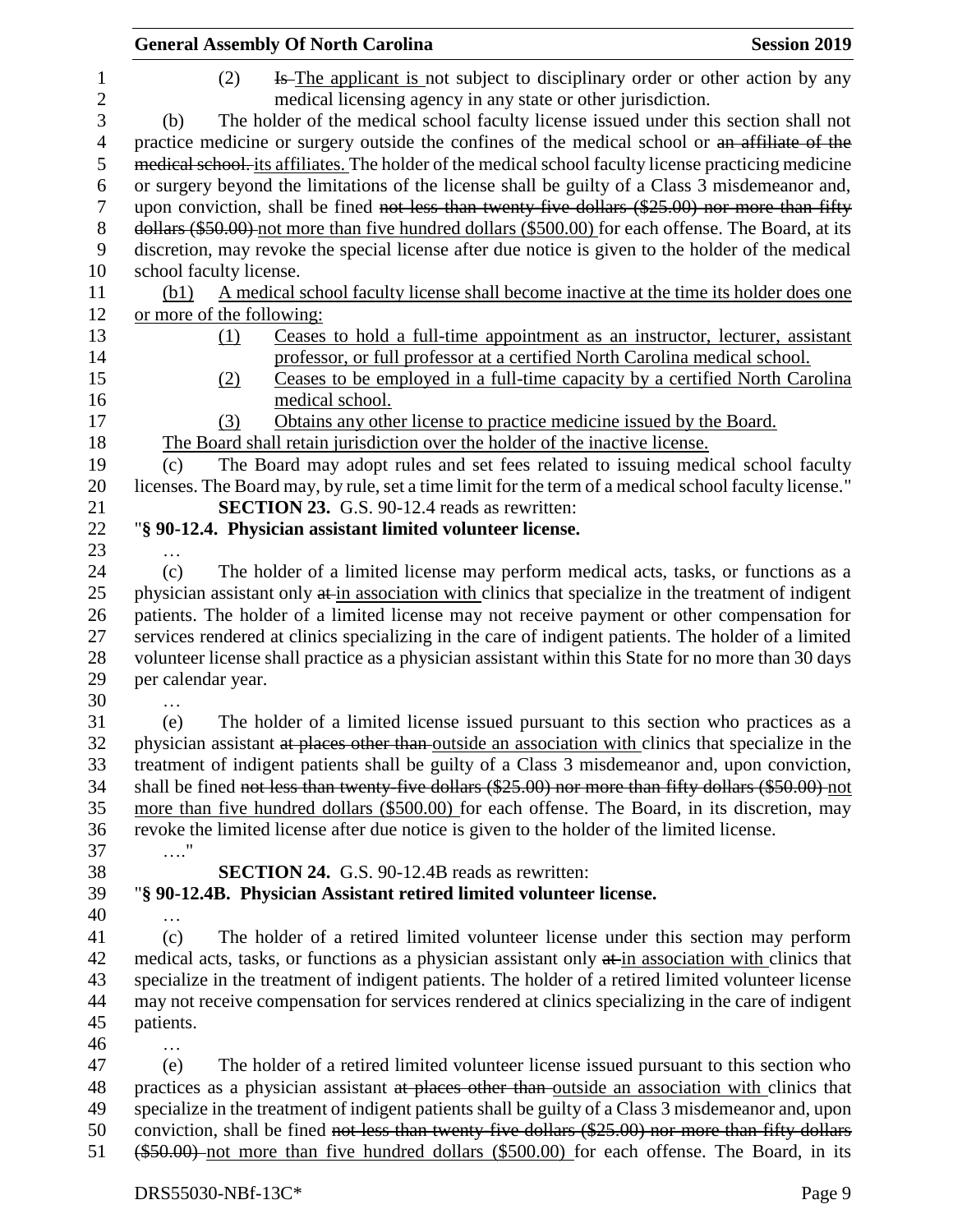(2) ~~Is~~ The applicant is not subject to disciplinary order or other action by any medical licensing agency in any state or other jurisdiction.

(b) The holder of the medical school faculty license issued under this section shall not practice medicine or surgery outside the confines of the medical school or ~~an affiliate of the medical school.~~ its affiliates. The holder of the medical school faculty license practicing medicine or surgery beyond the limitations of the license shall be guilty of a Class 3 misdemeanor and, upon conviction, shall be fined ~~not less than twenty-five dollars ($25.00) nor more than fifty dollars ($50.00)~~ not more than five hundred dollars ($500.00) for each offense. The Board, at its discretion, may revoke the special license after due notice is given to the holder of the medical school faculty license.

(b1) A medical school faculty license shall become inactive at the time its holder does one or more of the following:

(1) Ceases to hold a full-time appointment as an instructor, lecturer, assistant professor, or full professor at a certified North Carolina medical school.

(2) Ceases to be employed in a full-time capacity by a certified North Carolina medical school.

(3) Obtains any other license to practice medicine issued by the Board.

The Board shall retain jurisdiction over the holder of the inactive license.

(c) The Board may adopt rules and set fees related to issuing medical school faculty licenses. The Board may, by rule, set a time limit for the term of a medical school faculty license."

**SECTION 23.** G.S. 90-12.4 reads as rewritten:

"**§ 90-12.4. Physician assistant limited volunteer license.**

…

(c) The holder of a limited license may perform medical acts, tasks, or functions as a physician assistant only ~~at~~ in association with clinics that specialize in the treatment of indigent patients. The holder of a limited license may not receive payment or other compensation for services rendered at clinics specializing in the care of indigent patients. The holder of a limited volunteer license shall practice as a physician assistant within this State for no more than 30 days per calendar year.

…

(e) The holder of a limited license issued pursuant to this section who practices as a physician assistant ~~at places other than~~ outside an association with clinics that specialize in the treatment of indigent patients shall be guilty of a Class 3 misdemeanor and, upon conviction, shall be fined ~~not less than twenty-five dollars ($25.00) nor more than fifty dollars ($50.00)~~ not more than five hundred dollars ($500.00) for each offense. The Board, in its discretion, may revoke the limited license after due notice is given to the holder of the limited license.

…."

**SECTION 24.** G.S. 90-12.4B reads as rewritten:

"**§ 90-12.4B. Physician Assistant retired limited volunteer license.**

…

(c) The holder of a retired limited volunteer license under this section may perform medical acts, tasks, or functions as a physician assistant only ~~at~~ in association with clinics that specialize in the treatment of indigent patients. The holder of a retired limited volunteer license may not receive compensation for services rendered at clinics specializing in the care of indigent patients.

…

(e) The holder of a retired limited volunteer license issued pursuant to this section who practices as a physician assistant ~~at places other than~~ outside an association with clinics that specialize in the treatment of indigent patients shall be guilty of a Class 3 misdemeanor and, upon conviction, shall be fined ~~not less than twenty-five dollars ($25.00) nor more than fifty dollars ($50.00)~~ not more than five hundred dollars ($500.00) for each offense. The Board, in its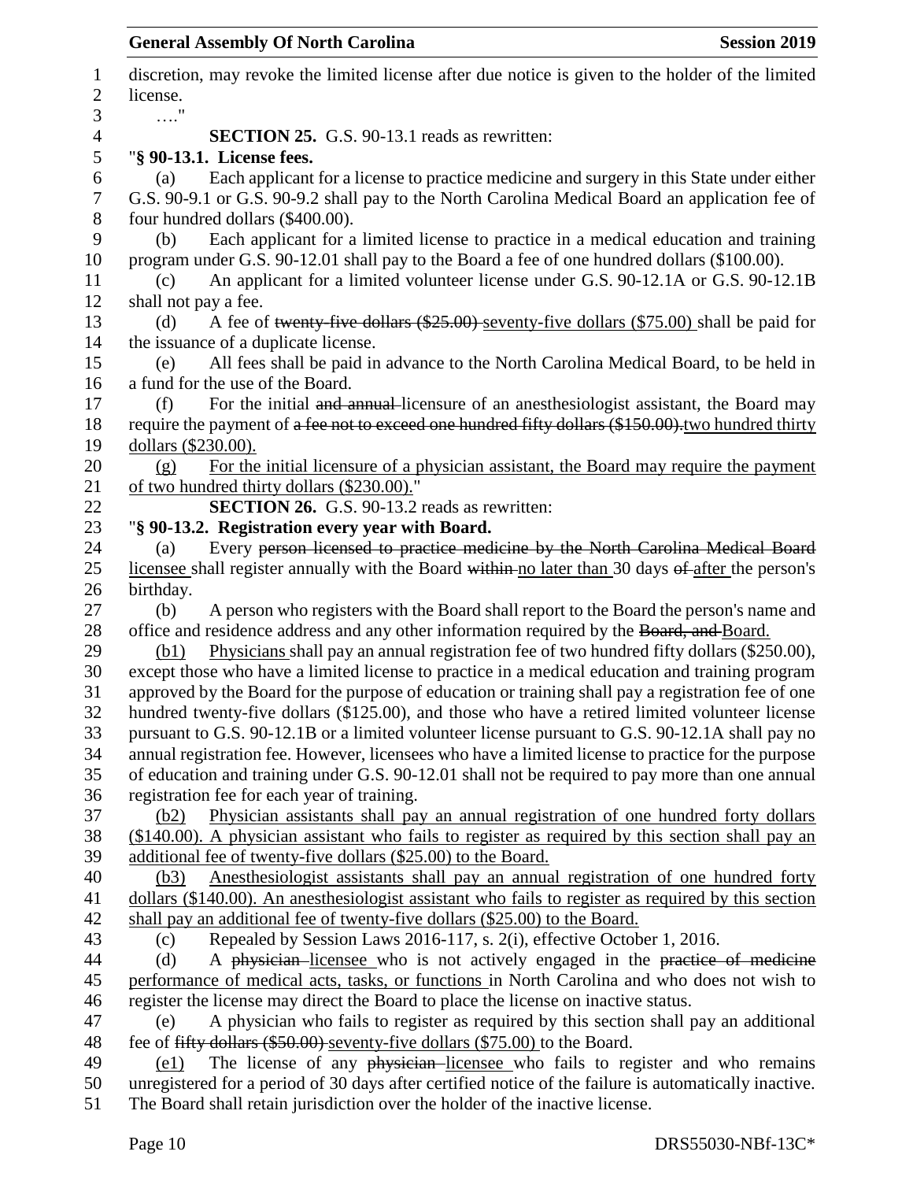discretion, may revoke the limited license after due notice is given to the holder of the limited license.

…."

**SECTION 25.** G.S. 90-13.1 reads as rewritten:

"**§ 90-13.1. License fees.**

(a) Each applicant for a license to practice medicine and surgery in this State under either G.S. 90-9.1 or G.S. 90-9.2 shall pay to the North Carolina Medical Board an application fee of four hundred dollars ($400.00).

(b) Each applicant for a limited license to practice in a medical education and training program under G.S. 90-12.01 shall pay to the Board a fee of one hundred dollars ($100.00).

(c) An applicant for a limited volunteer license under G.S. 90-12.1A or G.S. 90-12.1B shall not pay a fee.

(d) A fee of ~~twenty-five dollars ($25.00)~~ <u>seventy-five dollars ($75.00)</u> shall be paid for the issuance of a duplicate license.

(e) All fees shall be paid in advance to the North Carolina Medical Board, to be held in a fund for the use of the Board.

(f) For the initial ~~and annual~~ licensure of an anesthesiologist assistant, the Board may require the payment of ~~a fee not to exceed one hundred fifty dollars ($150.00).~~<u>two hundred thirty dollars ($230.00).</u>

<u>(g) For the initial licensure of a physician assistant, the Board may require the payment of two hundred thirty dollars ($230.00).</u>"

**SECTION 26.** G.S. 90-13.2 reads as rewritten:

"**§ 90-13.2. Registration every year with Board.**

(a) Every ~~person licensed to practice medicine by the North Carolina Medical Board~~ <u>licensee</u> shall register annually with the Board ~~within~~ <u>no later than</u> 30 days ~~of~~ <u>after</u> the person's birthday.

(b) A person who registers with the Board shall report to the Board the person's name and office and residence address and any other information required by the ~~Board, and~~ <u>Board.</u>

<u>(b1)</u> <u>Physicians</u> shall pay an annual registration fee of two hundred fifty dollars ($250.00), except those who have a limited license to practice in a medical education and training program approved by the Board for the purpose of education or training shall pay a registration fee of one hundred twenty-five dollars ($125.00), and those who have a retired limited volunteer license pursuant to G.S. 90-12.1B or a limited volunteer license pursuant to G.S. 90-12.1A shall pay no annual registration fee. However, licensees who have a limited license to practice for the purpose of education and training under G.S. 90-12.01 shall not be required to pay more than one annual registration fee for each year of training.

<u>(b2) Physician assistants shall pay an annual registration of one hundred forty dollars ($140.00). A physician assistant who fails to register as required by this section shall pay an additional fee of twenty-five dollars ($25.00) to the Board.</u>

<u>(b3) Anesthesiologist assistants shall pay an annual registration of one hundred forty dollars ($140.00). An anesthesiologist assistant who fails to register as required by this section shall pay an additional fee of twenty-five dollars ($25.00) to the Board.</u>

(c) Repealed by Session Laws 2016-117, s. 2(i), effective October 1, 2016.

(d) A ~~physician~~ <u>licensee</u> who is not actively engaged in the ~~practice of medicine~~ <u>performance of medical acts, tasks, or functions</u> in North Carolina and who does not wish to register the license may direct the Board to place the license on inactive status.

(e) A physician who fails to register as required by this section shall pay an additional fee of ~~fifty dollars ($50.00)~~ <u>seventy-five dollars ($75.00)</u> to the Board.

<u>(e1)</u> The license of any ~~physician~~ <u>licensee</u> who fails to register and who remains unregistered for a period of 30 days after certified notice of the failure is automatically inactive. The Board shall retain jurisdiction over the holder of the inactive license.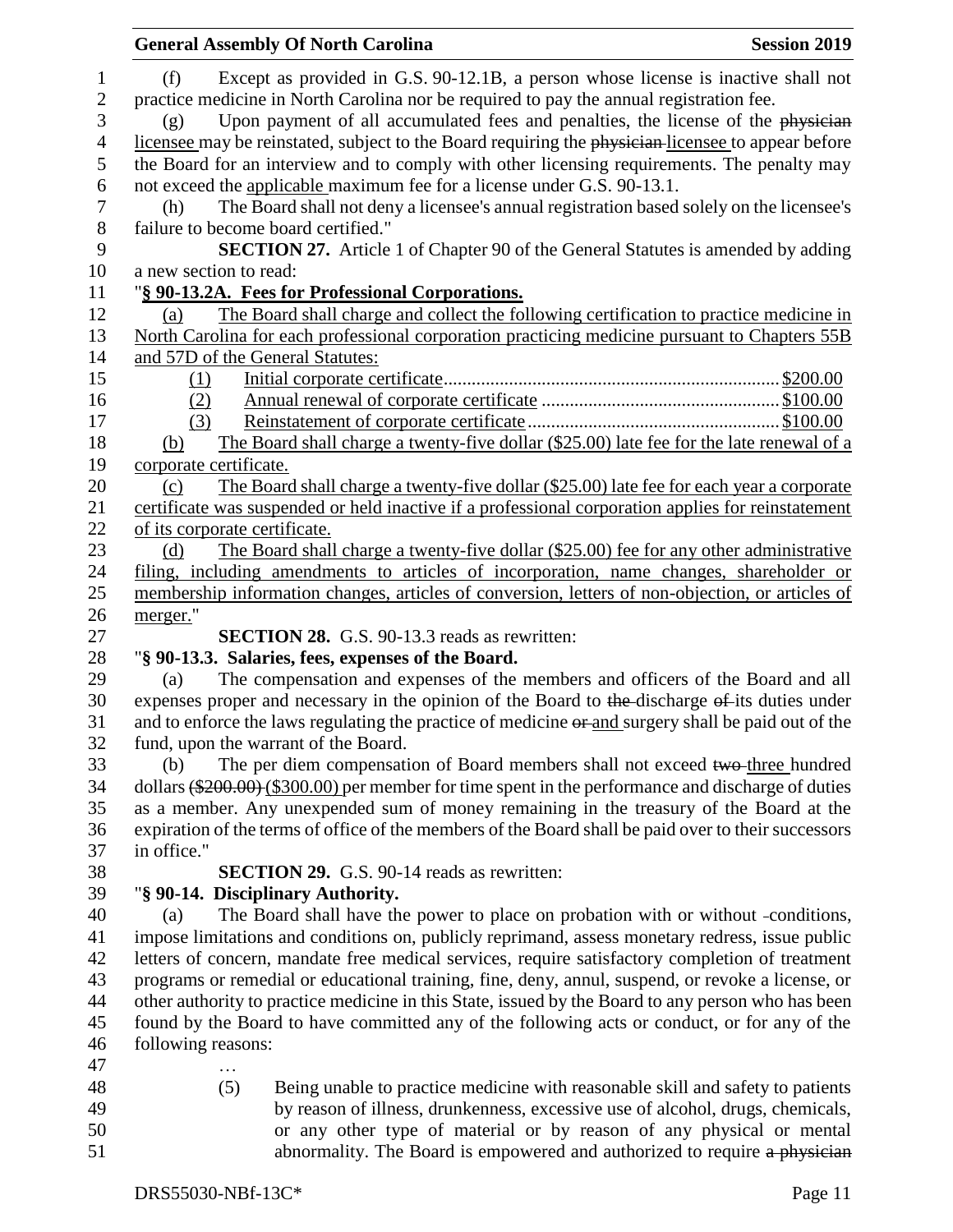(f) Except as provided in G.S. 90-12.1B, a person whose license is inactive shall not practice medicine in North Carolina nor be required to pay the annual registration fee.

(g) Upon payment of all accumulated fees and penalties, the license of the ~~physician~~ licensee may be reinstated, subject to the Board requiring the ~~physician~~ licensee to appear before the Board for an interview and to comply with other licensing requirements. The penalty may not exceed the applicable maximum fee for a license under G.S. 90-13.1.

(h) The Board shall not deny a licensee's annual registration based solely on the licensee's failure to become board certified."

**SECTION 27.** Article 1 of Chapter 90 of the General Statutes is amended by adding a new section to read:

"**§ 90-13.2A. Fees for Professional Corporations.**

(a) The Board shall charge and collect the following certification to practice medicine in North Carolina for each professional corporation practicing medicine pursuant to Chapters 55B and 57D of the General Statutes:

(1) Initial corporate certificate .......................................................................... $200.00
(2) Annual renewal of corporate certificate ................................................... $100.00
(3) Reinstatement of corporate certificate ...................................................... $100.00

(b) The Board shall charge a twenty-five dollar ($25.00) late fee for the late renewal of a corporate certificate.

(c) The Board shall charge a twenty-five dollar ($25.00) late fee for each year a corporate certificate was suspended or held inactive if a professional corporation applies for reinstatement of its corporate certificate.

(d) The Board shall charge a twenty-five dollar ($25.00) fee for any other administrative filing, including amendments to articles of incorporation, name changes, shareholder or membership information changes, articles of conversion, letters of non-objection, or articles of merger."

**SECTION 28.** G.S. 90-13.3 reads as rewritten:

"**§ 90-13.3. Salaries, fees, expenses of the Board.**

(a) The compensation and expenses of the members and officers of the Board and all expenses proper and necessary in the opinion of the Board to ~~the~~ discharge ~~of~~ its duties under and to enforce the laws regulating the practice of medicine ~~or~~ and surgery shall be paid out of the fund, upon the warrant of the Board.

(b) The per diem compensation of Board members shall not exceed ~~two~~ three hundred dollars ~~($200.00)~~ ($300.00) per member for time spent in the performance and discharge of duties as a member. Any unexpended sum of money remaining in the treasury of the Board at the expiration of the terms of office of the members of the Board shall be paid over to their successors in office."

**SECTION 29.** G.S. 90-14 reads as rewritten:

"**§ 90-14. Disciplinary Authority.**

(a) The Board shall have the power to place on probation with or without conditions, impose limitations and conditions on, publicly reprimand, assess monetary redress, issue public letters of concern, mandate free medical services, require satisfactory completion of treatment programs or remedial or educational training, fine, deny, annul, suspend, or revoke a license, or other authority to practice medicine in this State, issued by the Board to any person who has been found by the Board to have committed any of the following acts or conduct, or for any of the following reasons:

…

(5) Being unable to practice medicine with reasonable skill and safety to patients by reason of illness, drunkenness, excessive use of alcohol, drugs, chemicals, or any other type of material or by reason of any physical or mental abnormality. The Board is empowered and authorized to require ~~a physician~~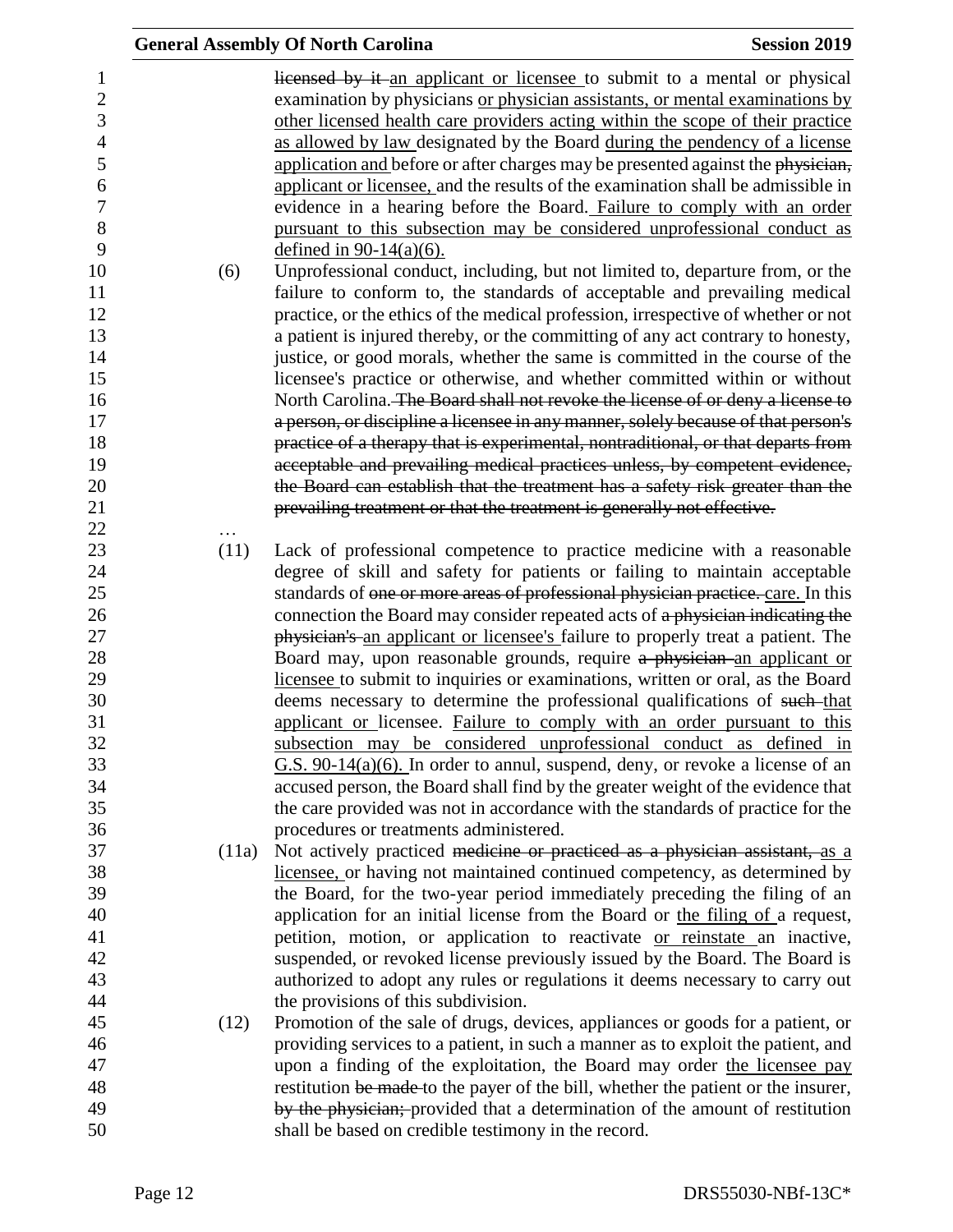~~licensed by it~~ an applicant or licensee to submit to a mental or physical examination by physicians or physician assistants, or mental examinations by other licensed health care providers acting within the scope of their practice as allowed by law designated by the Board during the pendency of a license application and before or after charges may be presented against the ~~physician,~~ applicant or licensee, and the results of the examination shall be admissible in evidence in a hearing before the Board. Failure to comply with an order pursuant to this subsection may be considered unprofessional conduct as defined in 90-14(a)(6).

(6) Unprofessional conduct, including, but not limited to, departure from, or the failure to conform to, the standards of acceptable and prevailing medical practice, or the ethics of the medical profession, irrespective of whether or not a patient is injured thereby, or the committing of any act contrary to honesty, justice, or good morals, whether the same is committed in the course of the licensee's practice or otherwise, and whether committed within or without North Carolina. ~~The Board shall not revoke the license of or deny a license to a person, or discipline a licensee in any manner, solely because of that person's practice of a therapy that is experimental, nontraditional, or that departs from acceptable and prevailing medical practices unless, by competent evidence, the Board can establish that the treatment has a safety risk greater than the prevailing treatment or that the treatment is generally not effective.~~

…

(11) Lack of professional competence to practice medicine with a reasonable degree of skill and safety for patients or failing to maintain acceptable standards of ~~one or more areas of professional physician practice.~~ care. In this connection the Board may consider repeated acts of ~~a physician indicating the physician's~~ an applicant or licensee's failure to properly treat a patient. The Board may, upon reasonable grounds, require ~~a physician~~ an applicant or licensee to submit to inquiries or examinations, written or oral, as the Board deems necessary to determine the professional qualifications of ~~such~~ that applicant or licensee. Failure to comply with an order pursuant to this subsection may be considered unprofessional conduct as defined in G.S. 90-14(a)(6). In order to annul, suspend, deny, or revoke a license of an accused person, the Board shall find by the greater weight of the evidence that the care provided was not in accordance with the standards of practice for the procedures or treatments administered.

(11a) Not actively practiced ~~medicine or practiced as a physician assistant,~~ as a licensee, or having not maintained continued competency, as determined by the Board, for the two-year period immediately preceding the filing of an application for an initial license from the Board or the filing of a request, petition, motion, or application to reactivate or reinstate an inactive, suspended, or revoked license previously issued by the Board. The Board is authorized to adopt any rules or regulations it deems necessary to carry out the provisions of this subdivision.

(12) Promotion of the sale of drugs, devices, appliances or goods for a patient, or providing services to a patient, in such a manner as to exploit the patient, and upon a finding of the exploitation, the Board may order the licensee pay restitution ~~be made~~ to the payer of the bill, whether the patient or the insurer, ~~by the physician;~~ provided that a determination of the amount of restitution shall be based on credible testimony in the record.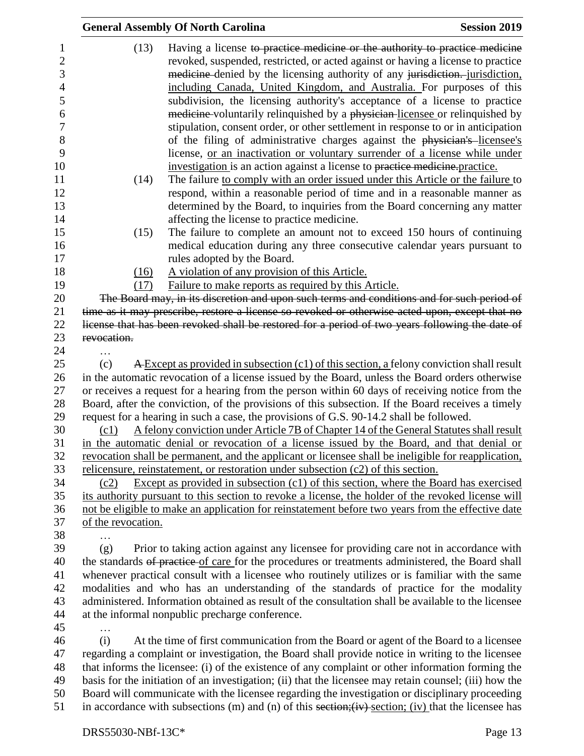(13) Having a license to practice medicine or the authority to practice medicine revoked, suspended, restricted, or acted against or having a license to practice medicine denied by the licensing authority of any jurisdiction. jurisdiction, including Canada, United Kingdom, and Australia. For purposes of this subdivision, the licensing authority's acceptance of a license to practice medicine voluntarily relinquished by a physician licensee or relinquished by stipulation, consent order, or other settlement in response to or in anticipation of the filing of administrative charges against the physician's licensee's license, or an inactivation or voluntary surrender of a license while under investigation is an action against a license to practice medicine.practice.

(14) The failure to comply with an order issued under this Article or the failure to respond, within a reasonable period of time and in a reasonable manner as determined by the Board, to inquiries from the Board concerning any matter affecting the license to practice medicine.

(15) The failure to complete an amount not to exceed 150 hours of continuing medical education during any three consecutive calendar years pursuant to rules adopted by the Board.

(16) A violation of any provision of this Article.

(17) Failure to make reports as required by this Article.

The Board may, in its discretion and upon such terms and conditions and for such period of time as it may prescribe, restore a license so revoked or otherwise acted upon, except that no license that has been revoked shall be restored for a period of two years following the date of revocation.

…

(c) A Except as provided in subsection (c1) of this section, a felony conviction shall result in the automatic revocation of a license issued by the Board, unless the Board orders otherwise or receives a request for a hearing from the person within 60 days of receiving notice from the Board, after the conviction, of the provisions of this subsection. If the Board receives a timely request for a hearing in such a case, the provisions of G.S. 90-14.2 shall be followed.

(c1) A felony conviction under Article 7B of Chapter 14 of the General Statutes shall result in the automatic denial or revocation of a license issued by the Board, and that denial or revocation shall be permanent, and the applicant or licensee shall be ineligible for reapplication, relicensure, reinstatement, or restoration under subsection (c2) of this section.

(c2) Except as provided in subsection (c1) of this section, where the Board has exercised its authority pursuant to this section to revoke a license, the holder of the revoked license will not be eligible to make an application for reinstatement before two years from the effective date of the revocation.

…

(g) Prior to taking action against any licensee for providing care not in accordance with the standards of practice of care for the procedures or treatments administered, the Board shall whenever practical consult with a licensee who routinely utilizes or is familiar with the same modalities and who has an understanding of the standards of practice for the modality administered. Information obtained as result of the consultation shall be available to the licensee at the informal nonpublic precharge conference.

…

(i) At the time of first communication from the Board or agent of the Board to a licensee regarding a complaint or investigation, the Board shall provide notice in writing to the licensee that informs the licensee: (i) of the existence of any complaint or other information forming the basis for the initiation of an investigation; (ii) that the licensee may retain counsel; (iii) how the Board will communicate with the licensee regarding the investigation or disciplinary proceeding in accordance with subsections (m) and (n) of this section;(iv) section; (iv) that the licensee has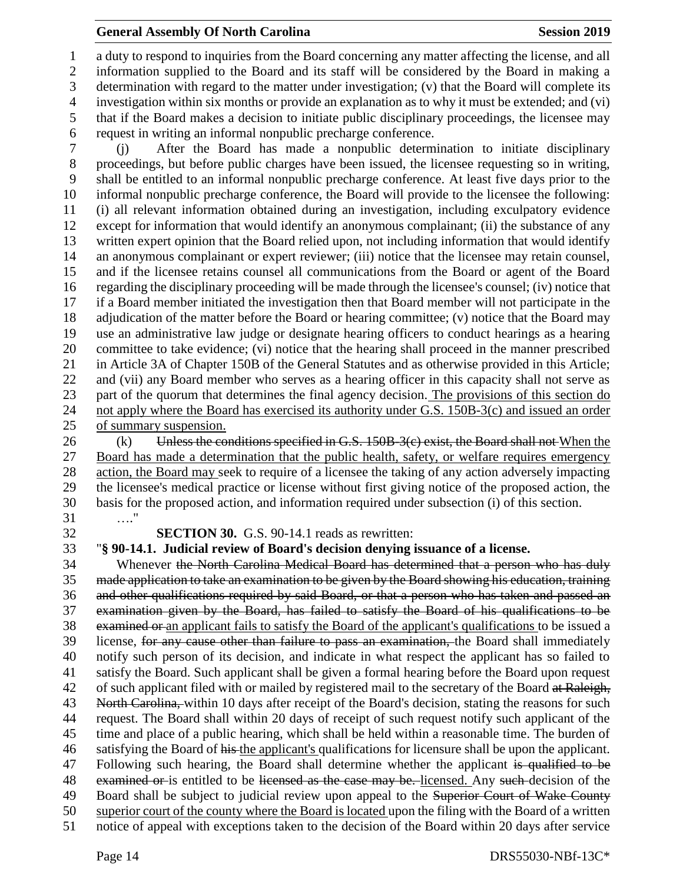a duty to respond to inquiries from the Board concerning any matter affecting the license, and all information supplied to the Board and its staff will be considered by the Board in making a determination with regard to the matter under investigation; (v) that the Board will complete its investigation within six months or provide an explanation as to why it must be extended; and (vi) that if the Board makes a decision to initiate public disciplinary proceedings, the licensee may request in writing an informal nonpublic precharge conference.

(j) After the Board has made a nonpublic determination to initiate disciplinary proceedings, but before public charges have been issued, the licensee requesting so in writing, shall be entitled to an informal nonpublic precharge conference. At least five days prior to the informal nonpublic precharge conference, the Board will provide to the licensee the following: (i) all relevant information obtained during an investigation, including exculpatory evidence except for information that would identify an anonymous complainant; (ii) the substance of any written expert opinion that the Board relied upon, not including information that would identify an anonymous complainant or expert reviewer; (iii) notice that the licensee may retain counsel, and if the licensee retains counsel all communications from the Board or agent of the Board regarding the disciplinary proceeding will be made through the licensee's counsel; (iv) notice that if a Board member initiated the investigation then that Board member will not participate in the adjudication of the matter before the Board or hearing committee; (v) notice that the Board may use an administrative law judge or designate hearing officers to conduct hearings as a hearing committee to take evidence; (vi) notice that the hearing shall proceed in the manner prescribed in Article 3A of Chapter 150B of the General Statutes and as otherwise provided in this Article; and (vii) any Board member who serves as a hearing officer in this capacity shall not serve as part of the quorum that determines the final agency decision. The provisions of this section do not apply where the Board has exercised its authority under G.S. 150B-3(c) and issued an order of summary suspension.

(k) ~~Unless the conditions specified in G.S. 150B-3(c) exist, the Board shall not~~ When the Board has made a determination that the public health, safety, or welfare requires emergency action, the Board may seek to require of a licensee the taking of any action adversely impacting the licensee's medical practice or license without first giving notice of the proposed action, the basis for the proposed action, and information required under subsection (i) of this section.

…."

**SECTION 30.** G.S. 90-14.1 reads as rewritten:

"**§ 90-14.1. Judicial review of Board's decision denying issuance of a license.**

Whenever ~~the North Carolina Medical Board has determined that a person who has duly made application to take an examination to be given by the Board showing his education, training and other qualifications required by said Board, or that a person who has taken and passed an examination given by the Board, has failed to satisfy the Board of his qualifications to be examined or~~ an applicant fails to satisfy the Board of the applicant's qualifications to be issued a license, ~~for any cause other than failure to pass an examination,~~ the Board shall immediately notify such person of its decision, and indicate in what respect the applicant has so failed to satisfy the Board. Such applicant shall be given a formal hearing before the Board upon request of such applicant filed with or mailed by registered mail to the secretary of the Board ~~at Raleigh, North Carolina,~~ within 10 days after receipt of the Board's decision, stating the reasons for such request. The Board shall within 20 days of receipt of such request notify such applicant of the time and place of a public hearing, which shall be held within a reasonable time. The burden of satisfying the Board of ~~his~~ the applicant's qualifications for licensure shall be upon the applicant. Following such hearing, the Board shall determine whether the applicant ~~is qualified to be examined or~~ is entitled to be ~~licensed as the case may be.~~ licensed. Any ~~such~~ decision of the Board shall be subject to judicial review upon appeal to the ~~Superior Court of Wake County~~ superior court of the county where the Board is located upon the filing with the Board of a written notice of appeal with exceptions taken to the decision of the Board within 20 days after service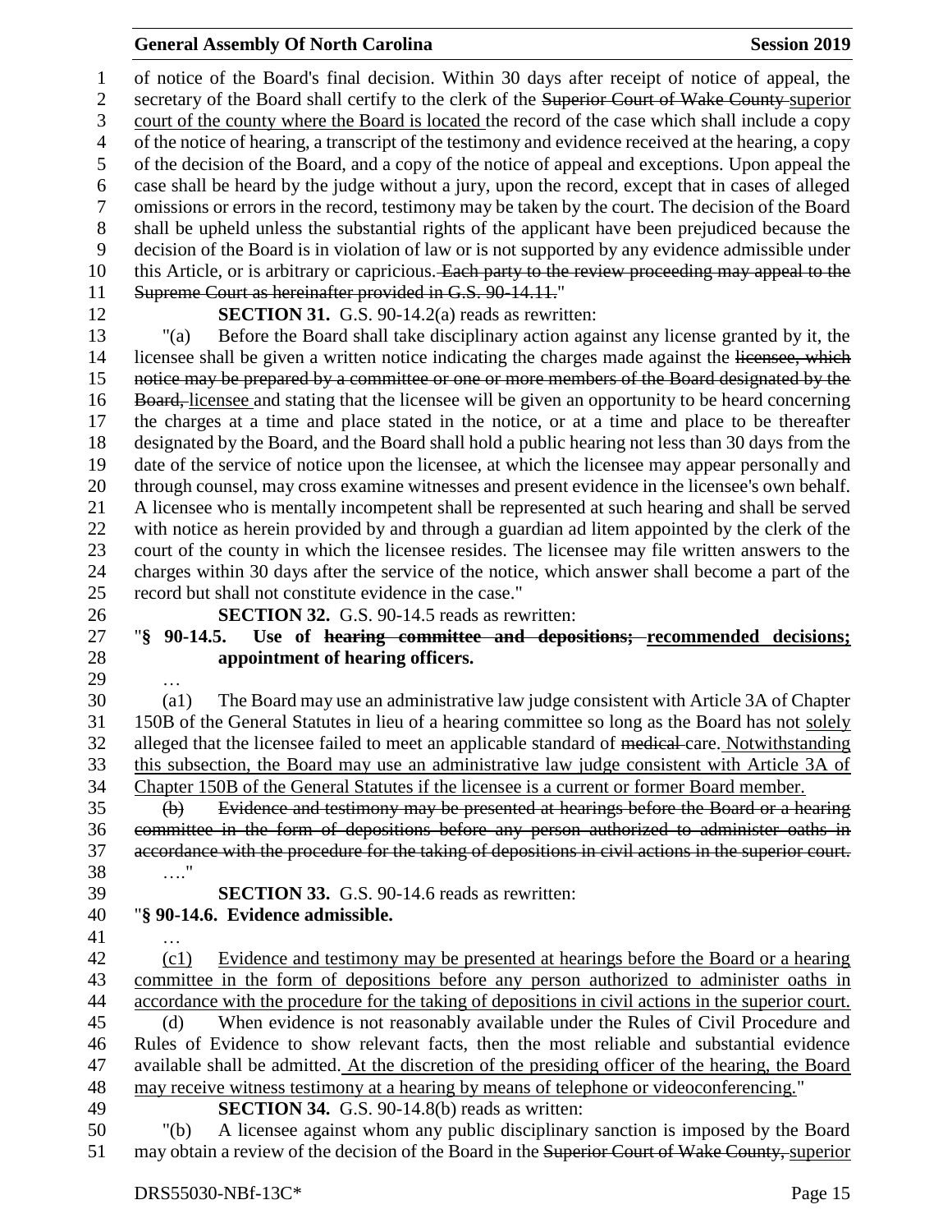of notice of the Board's final decision. Within 30 days after receipt of notice of appeal, the secretary of the Board shall certify to the clerk of the ~~Superior Court of Wake County~~ <u>superior court of the county where the Board is located</u> the record of the case which shall include a copy of the notice of hearing, a transcript of the testimony and evidence received at the hearing, a copy of the decision of the Board, and a copy of the notice of appeal and exceptions. Upon appeal the case shall be heard by the judge without a jury, upon the record, except that in cases of alleged omissions or errors in the record, testimony may be taken by the court. The decision of the Board shall be upheld unless the substantial rights of the applicant have been prejudiced because the decision of the Board is in violation of law or is not supported by any evidence admissible under this Article, or is arbitrary or capricious. ~~Each party to the review proceeding may appeal to the Supreme Court as hereinafter provided in G.S. 90-14.11.~~"

**SECTION 31.** G.S. 90-14.2(a) reads as rewritten:

"(a) Before the Board shall take disciplinary action against any license granted by it, the licensee shall be given a written notice indicating the charges made against the ~~licensee, which notice may be prepared by a committee or one or more members of the Board designated by the Board,~~ <u>licensee</u> and stating that the licensee will be given an opportunity to be heard concerning the charges at a time and place stated in the notice, or at a time and place to be thereafter designated by the Board, and the Board shall hold a public hearing not less than 30 days from the date of the service of notice upon the licensee, at which the licensee may appear personally and through counsel, may cross examine witnesses and present evidence in the licensee's own behalf. A licensee who is mentally incompetent shall be represented at such hearing and shall be served with notice as herein provided by and through a guardian ad litem appointed by the clerk of the court of the county in which the licensee resides. The licensee may file written answers to the charges within 30 days after the service of the notice, which answer shall become a part of the record but shall not constitute evidence in the case."

**SECTION 32.** G.S. 90-14.5 reads as rewritten:

"**§ 90-14.5. Use of ~~hearing committee and depositions;~~ <u>recommended decisions;</u> appointment of hearing officers.**

…

(a1) The Board may use an administrative law judge consistent with Article 3A of Chapter 150B of the General Statutes in lieu of a hearing committee so long as the Board has not <u>solely</u> alleged that the licensee failed to meet an applicable standard of ~~medical~~ care. <u>Notwithstanding this subsection, the Board may use an administrative law judge consistent with Article 3A of Chapter 150B of the General Statutes if the licensee is a current or former Board member.</u>

~~(b) Evidence and testimony may be presented at hearings before the Board or a hearing committee in the form of depositions before any person authorized to administer oaths in accordance with the procedure for the taking of depositions in civil actions in the superior court.~~

…."

**SECTION 33.** G.S. 90-14.6 reads as rewritten:

"**§ 90-14.6. Evidence admissible.**

…

<u>(c1) Evidence and testimony may be presented at hearings before the Board or a hearing committee in the form of depositions before any person authorized to administer oaths in accordance with the procedure for the taking of depositions in civil actions in the superior court.</u>

(d) When evidence is not reasonably available under the Rules of Civil Procedure and Rules of Evidence to show relevant facts, then the most reliable and substantial evidence available shall be admitted. <u>At the discretion of the presiding officer of the hearing, the Board may receive witness testimony at a hearing by means of telephone or videoconferencing.</u>"

**SECTION 34.** G.S. 90-14.8(b) reads as written:

"(b) A licensee against whom any public disciplinary sanction is imposed by the Board may obtain a review of the decision of the Board in the ~~Superior Court of Wake County,~~ <u>superior</u>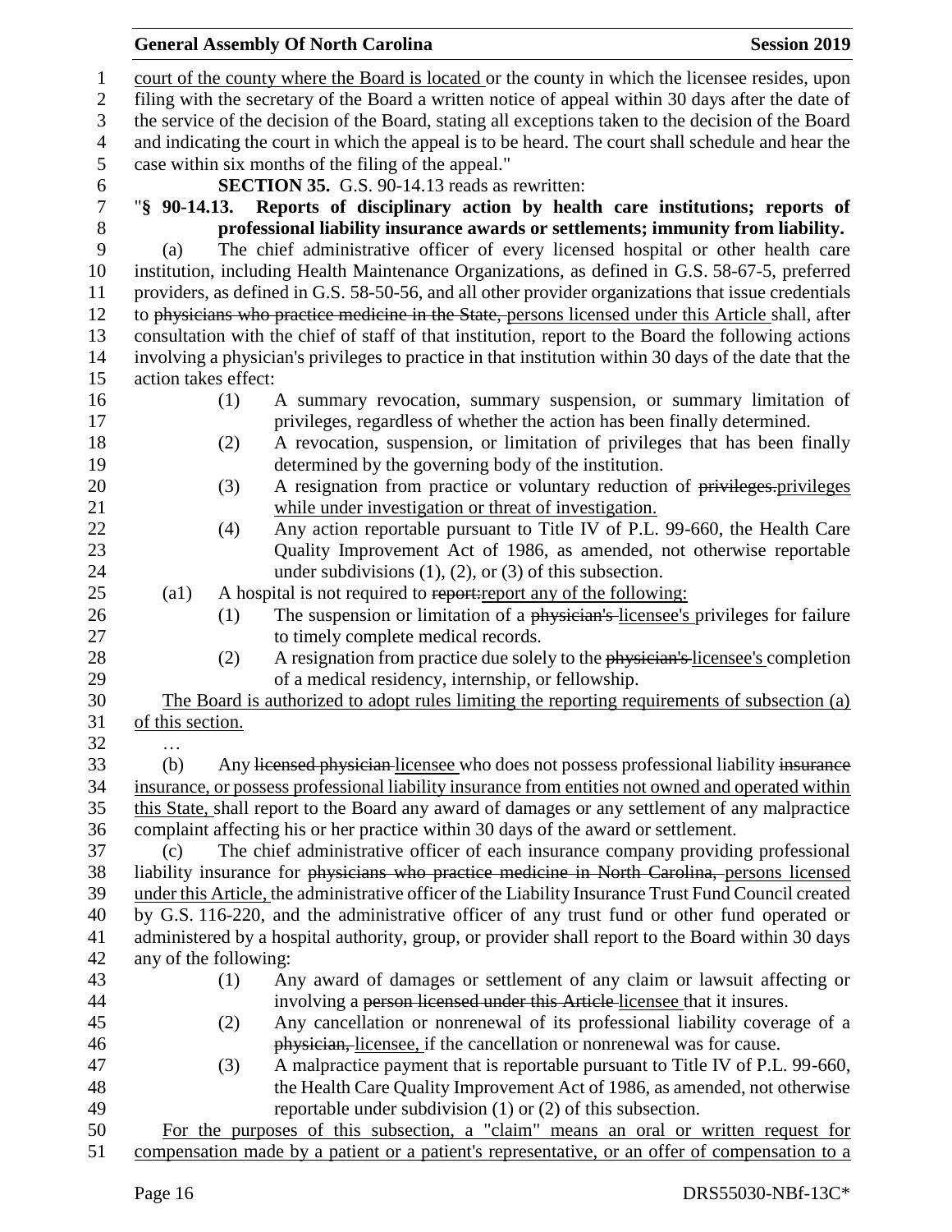court of the county where the Board is located or the county in which the licensee resides, upon filing with the secretary of the Board a written notice of appeal within 30 days after the date of the service of the decision of the Board, stating all exceptions taken to the decision of the Board and indicating the court in which the appeal is to be heard. The court shall schedule and hear the case within six months of the filing of the appeal."

**SECTION 35.** G.S. 90-14.13 reads as rewritten:

"**§ 90-14.13. Reports of disciplinary action by health care institutions; reports of professional liability insurance awards or settlements; immunity from liability.**

(a) The chief administrative officer of every licensed hospital or other health care institution, including Health Maintenance Organizations, as defined in G.S. 58-67-5, preferred providers, as defined in G.S. 58-50-56, and all other provider organizations that issue credentials to ~~physicians who practice medicine in the State,~~ persons licensed under this Article shall, after consultation with the chief of staff of that institution, report to the Board the following actions involving a physician's privileges to practice in that institution within 30 days of the date that the action takes effect:

(1) A summary revocation, summary suspension, or summary limitation of privileges, regardless of whether the action has been finally determined.

(2) A revocation, suspension, or limitation of privileges that has been finally determined by the governing body of the institution.

(3) A resignation from practice or voluntary reduction of ~~privileges.~~privileges while under investigation or threat of investigation.

(4) Any action reportable pursuant to Title IV of P.L. 99-660, the Health Care Quality Improvement Act of 1986, as amended, not otherwise reportable under subdivisions (1), (2), or (3) of this subsection.

(a1) A hospital is not required to ~~report:~~report any of the following:

(1) The suspension or limitation of a ~~physician's~~ licensee's privileges for failure to timely complete medical records.

(2) A resignation from practice due solely to the ~~physician's~~ licensee's completion of a medical residency, internship, or fellowship.

The Board is authorized to adopt rules limiting the reporting requirements of subsection (a) of this section.

…

(b) Any ~~licensed physician~~ licensee who does not possess professional liability ~~insurance~~ insurance, or possess professional liability insurance from entities not owned and operated within this State, shall report to the Board any award of damages or any settlement of any malpractice complaint affecting his or her practice within 30 days of the award or settlement.

(c) The chief administrative officer of each insurance company providing professional liability insurance for ~~physicians who practice medicine in North Carolina,~~ persons licensed under this Article, the administrative officer of the Liability Insurance Trust Fund Council created by G.S. 116-220, and the administrative officer of any trust fund or other fund operated or administered by a hospital authority, group, or provider shall report to the Board within 30 days any of the following:

(1) Any award of damages or settlement of any claim or lawsuit affecting or involving a ~~person licensed under this Article~~ licensee that it insures.

(2) Any cancellation or nonrenewal of its professional liability coverage of a ~~physician,~~ licensee, if the cancellation or nonrenewal was for cause.

(3) A malpractice payment that is reportable pursuant to Title IV of P.L. 99-660, the Health Care Quality Improvement Act of 1986, as amended, not otherwise reportable under subdivision (1) or (2) of this subsection.

For the purposes of this subsection, a "claim" means an oral or written request for compensation made by a patient or a patient's representative, or an offer of compensation to a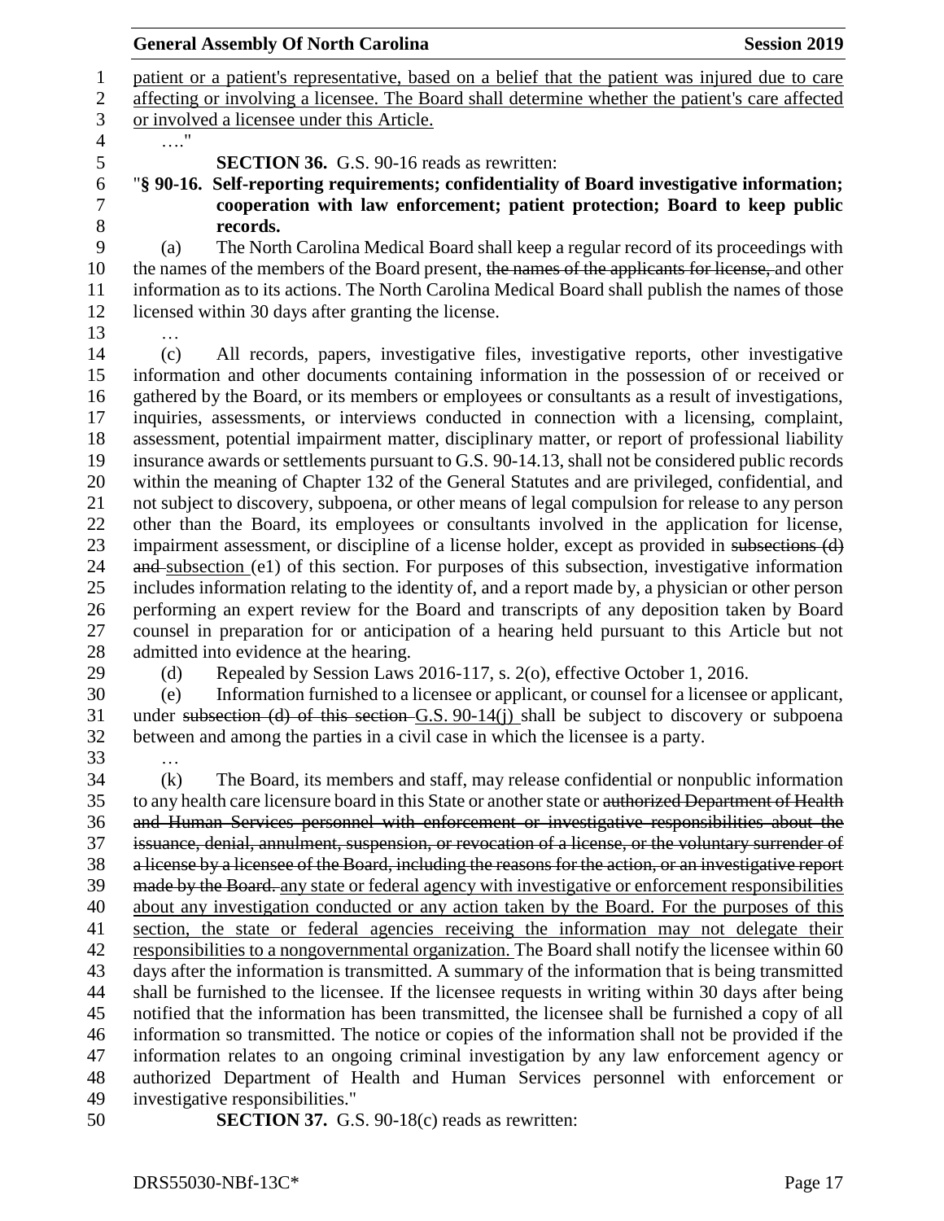patient or a patient's representative, based on a belief that the patient was injured due to care affecting or involving a licensee. The Board shall determine whether the patient's care affected or involved a licensee under this Article.

…."

**SECTION 36.** G.S. 90-16 reads as rewritten:

"**§ 90-16. Self-reporting requirements; confidentiality of Board investigative information; cooperation with law enforcement; patient protection; Board to keep public records.**

(a) The North Carolina Medical Board shall keep a regular record of its proceedings with the names of the members of the Board present, ~~the names of the applicants for license,~~ and other information as to its actions. The North Carolina Medical Board shall publish the names of those licensed within 30 days after granting the license.

…

(c) All records, papers, investigative files, investigative reports, other investigative information and other documents containing information in the possession of or received or gathered by the Board, or its members or employees or consultants as a result of investigations, inquiries, assessments, or interviews conducted in connection with a licensing, complaint, assessment, potential impairment matter, disciplinary matter, or report of professional liability insurance awards or settlements pursuant to G.S. 90-14.13, shall not be considered public records within the meaning of Chapter 132 of the General Statutes and are privileged, confidential, and not subject to discovery, subpoena, or other means of legal compulsion for release to any person other than the Board, its employees or consultants involved in the application for license, impairment assessment, or discipline of a license holder, except as provided in ~~subsections (d) and~~ subsection (e1) of this section. For purposes of this subsection, investigative information includes information relating to the identity of, and a report made by, a physician or other person performing an expert review for the Board and transcripts of any deposition taken by Board counsel in preparation for or anticipation of a hearing held pursuant to this Article but not admitted into evidence at the hearing.

(d) Repealed by Session Laws 2016-117, s. 2(o), effective October 1, 2016.

(e) Information furnished to a licensee or applicant, or counsel for a licensee or applicant, under ~~subsection (d) of this section~~ G.S. 90-14(j) shall be subject to discovery or subpoena between and among the parties in a civil case in which the licensee is a party.

…

(k) The Board, its members and staff, may release confidential or nonpublic information to any health care licensure board in this State or another state or ~~authorized Department of Health and Human Services personnel with enforcement or investigative responsibilities about the issuance, denial, annulment, suspension, or revocation of a license, or the voluntary surrender of a license by a licensee of the Board, including the reasons for the action, or an investigative report made by the Board.~~ any state or federal agency with investigative or enforcement responsibilities about any investigation conducted or any action taken by the Board. For the purposes of this section, the state or federal agencies receiving the information may not delegate their responsibilities to a nongovernmental organization. The Board shall notify the licensee within 60 days after the information is transmitted. A summary of the information that is being transmitted shall be furnished to the licensee. If the licensee requests in writing within 30 days after being notified that the information has been transmitted, the licensee shall be furnished a copy of all information so transmitted. The notice or copies of the information shall not be provided if the information relates to an ongoing criminal investigation by any law enforcement agency or authorized Department of Health and Human Services personnel with enforcement or investigative responsibilities."

**SECTION 37.** G.S. 90-18(c) reads as rewritten: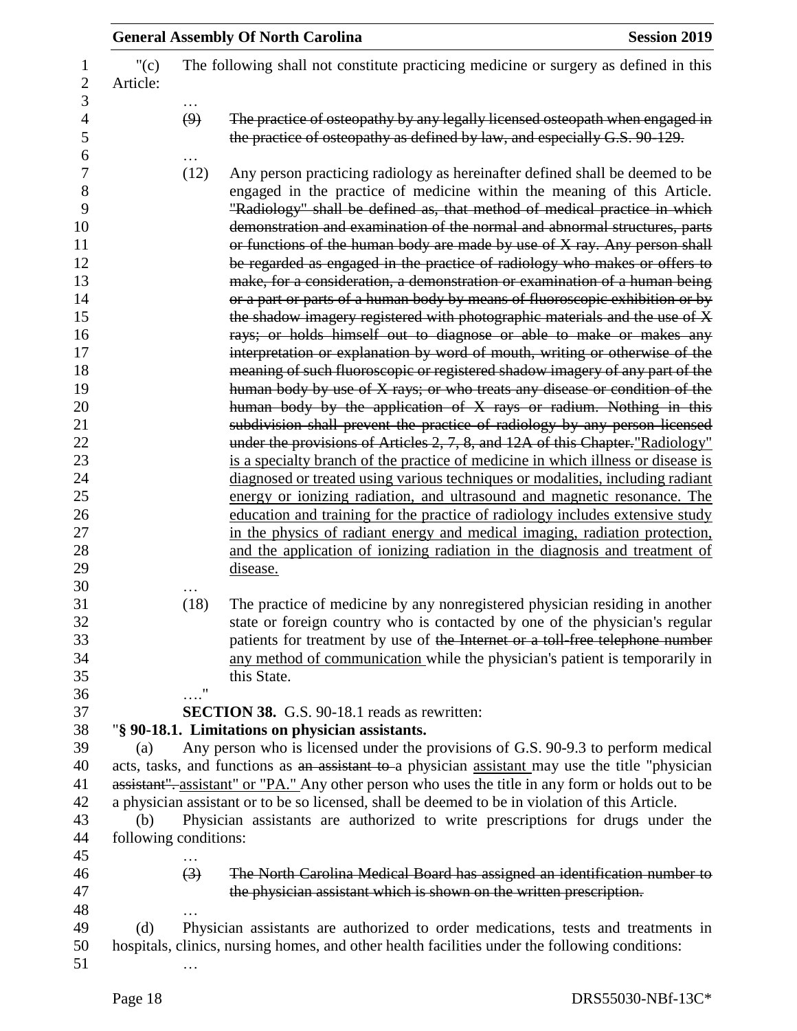"(c) The following shall not constitute practicing medicine or surgery as defined in this Article:

…

~~(9) The practice of osteopathy by any legally licensed osteopath when engaged in the practice of osteopathy as defined by law, and especially G.S. 90-129.~~

…

(12) Any person practicing radiology as hereinafter defined shall be deemed to be engaged in the practice of medicine within the meaning of this Article. ~~"Radiology" shall be defined as, that method of medical practice in which demonstration and examination of the normal and abnormal structures, parts or functions of the human body are made by use of X ray. Any person shall be regarded as engaged in the practice of radiology who makes or offers to make, for a consideration, a demonstration or examination of a human being or a part or parts of a human body by means of fluoroscopic exhibition or by the shadow imagery registered with photographic materials and the use of X rays; or holds himself out to diagnose or able to make or makes any interpretation or explanation by word of mouth, writing or otherwise of the meaning of such fluoroscopic or registered shadow imagery of any part of the human body by use of X rays; or who treats any disease or condition of the human body by the application of X rays or radium. Nothing in this subdivision shall prevent the practice of radiology by any person licensed under the provisions of Articles 2, 7, 8, and 12A of this Chapter.~~<u>"Radiology" is a specialty branch of the practice of medicine in which illness or disease is diagnosed or treated using various techniques or modalities, including radiant energy or ionizing radiation, and ultrasound and magnetic resonance. The education and training for the practice of radiology includes extensive study in the physics of radiant energy and medical imaging, radiation protection, and the application of ionizing radiation in the diagnosis and treatment of disease.</u>

…

(18) The practice of medicine by any nonregistered physician residing in another state or foreign country who is contacted by one of the physician's regular patients for treatment by use of ~~the Internet or a toll-free telephone number~~ <u>any method of communication</u> while the physician's patient is temporarily in this State.

…."

**SECTION 38.** G.S. 90-18.1 reads as rewritten:

"**§ 90-18.1. Limitations on physician assistants.**

(a) Any person who is licensed under the provisions of G.S. 90-9.3 to perform medical acts, tasks, and functions as ~~an assistant to~~ a physician <u>assistant</u> may use the title "physician ~~assistant".~~ <u>assistant" or "PA."</u> Any other person who uses the title in any form or holds out to be a physician assistant or to be so licensed, shall be deemed to be in violation of this Article.

(b) Physician assistants are authorized to write prescriptions for drugs under the following conditions:

…

~~(3) The North Carolina Medical Board has assigned an identification number to the physician assistant which is shown on the written prescription.~~

…

(d) Physician assistants are authorized to order medications, tests and treatments in hospitals, clinics, nursing homes, and other health facilities under the following conditions:

…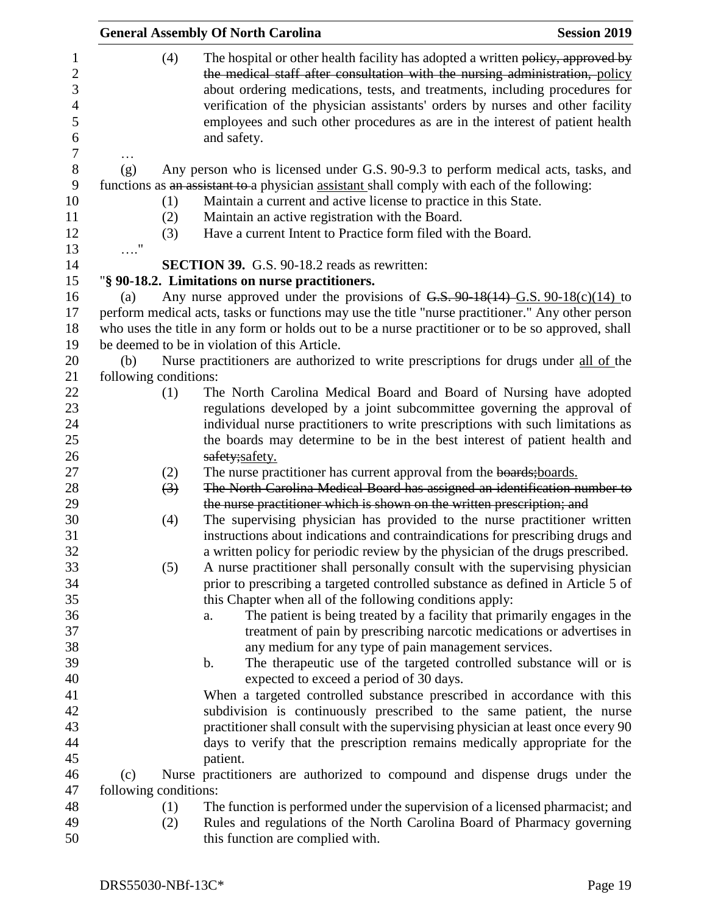(4) The hospital or other health facility has adopted a written ~~policy, approved by the medical staff after consultation with the nursing administration,~~ policy about ordering medications, tests, and treatments, including procedures for verification of the physician assistants' orders by nurses and other facility employees and such other procedures as are in the interest of patient health and safety.

…

(g) Any person who is licensed under G.S. 90-9.3 to perform medical acts, tasks, and functions as ~~an assistant to~~ a physician assistant shall comply with each of the following:

(1) Maintain a current and active license to practice in this State.

(2) Maintain an active registration with the Board.

(3) Have a current Intent to Practice form filed with the Board.

…."

**SECTION 39.** G.S. 90-18.2 reads as rewritten:

"**§ 90-18.2. Limitations on nurse practitioners.**

(a) Any nurse approved under the provisions of ~~G.S. 90-18(14)~~ G.S. 90-18(c)(14) to perform medical acts, tasks or functions may use the title "nurse practitioner." Any other person who uses the title in any form or holds out to be a nurse practitioner or to be so approved, shall be deemed to be in violation of this Article.

(b) Nurse practitioners are authorized to write prescriptions for drugs under all of the following conditions:

(1) The North Carolina Medical Board and Board of Nursing have adopted regulations developed by a joint subcommittee governing the approval of individual nurse practitioners to write prescriptions with such limitations as the boards may determine to be in the best interest of patient health and ~~safety;~~safety.

(2) The nurse practitioner has current approval from the ~~boards;~~boards.

~~(3) The North Carolina Medical Board has assigned an identification number to the nurse practitioner which is shown on the written prescription; and~~

(4) The supervising physician has provided to the nurse practitioner written instructions about indications and contraindications for prescribing drugs and a written policy for periodic review by the physician of the drugs prescribed.

(5) A nurse practitioner shall personally consult with the supervising physician prior to prescribing a targeted controlled substance as defined in Article 5 of this Chapter when all of the following conditions apply:

a. The patient is being treated by a facility that primarily engages in the treatment of pain by prescribing narcotic medications or advertises in any medium for any type of pain management services.

b. The therapeutic use of the targeted controlled substance will or is expected to exceed a period of 30 days.

When a targeted controlled substance prescribed in accordance with this subdivision is continuously prescribed to the same patient, the nurse practitioner shall consult with the supervising physician at least once every 90 days to verify that the prescription remains medically appropriate for the patient.

(c) Nurse practitioners are authorized to compound and dispense drugs under the following conditions:

(1) The function is performed under the supervision of a licensed pharmacist; and

(2) Rules and regulations of the North Carolina Board of Pharmacy governing this function are complied with.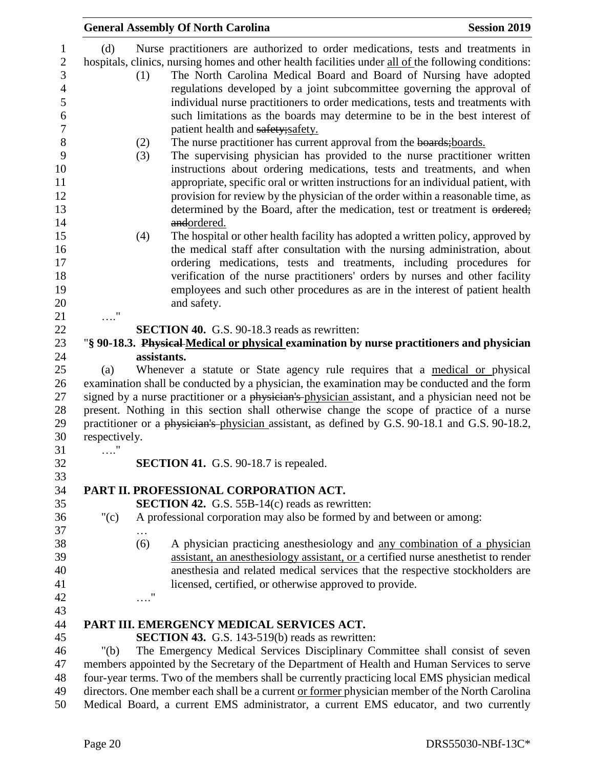(d) Nurse practitioners are authorized to order medications, tests and treatments in hospitals, clinics, nursing homes and other health facilities under all of the following conditions:

(1) The North Carolina Medical Board and Board of Nursing have adopted regulations developed by a joint subcommittee governing the approval of individual nurse practitioners to order medications, tests and treatments with such limitations as the boards may determine to be in the best interest of patient health and ~~safety;~~safety.

(2) The nurse practitioner has current approval from the ~~boards;~~boards.

(3) The supervising physician has provided to the nurse practitioner written instructions about ordering medications, tests and treatments, and when appropriate, specific oral or written instructions for an individual patient, with provision for review by the physician of the order within a reasonable time, as determined by the Board, after the medication, test or treatment is ~~ordered; and~~ordered.

(4) The hospital or other health facility has adopted a written policy, approved by the medical staff after consultation with the nursing administration, about ordering medications, tests and treatments, including procedures for verification of the nurse practitioners' orders by nurses and other facility employees and such other procedures as are in the interest of patient health and safety.

…."

**SECTION 40.** G.S. 90-18.3 reads as rewritten:

"**§ 90-18.3. ~~Physical~~ Medical or physical examination by nurse practitioners and physician assistants.**

(a) Whenever a statute or State agency rule requires that a medical or physical examination shall be conducted by a physician, the examination may be conducted and the form signed by a nurse practitioner or a ~~physician's~~ physician assistant, and a physician need not be present. Nothing in this section shall otherwise change the scope of practice of a nurse practitioner or a ~~physician's~~ physician assistant, as defined by G.S. 90-18.1 and G.S. 90-18.2, respectively.

…."

**SECTION 41.** G.S. 90-18.7 is repealed.

**PART II. PROFESSIONAL CORPORATION ACT.**

**SECTION 42.** G.S. 55B-14(c) reads as rewritten:

"(c) A professional corporation may also be formed by and between or among:

…

(6) A physician practicing anesthesiology and any combination of a physician assistant, an anesthesiology assistant, or a certified nurse anesthetist to render anesthesia and related medical services that the respective stockholders are licensed, certified, or otherwise approved to provide.

…."

**PART III. EMERGENCY MEDICAL SERVICES ACT.**

**SECTION 43.** G.S. 143-519(b) reads as rewritten:

"(b) The Emergency Medical Services Disciplinary Committee shall consist of seven members appointed by the Secretary of the Department of Health and Human Services to serve four-year terms. Two of the members shall be currently practicing local EMS physician medical directors. One member each shall be a current or former physician member of the North Carolina Medical Board, a current EMS administrator, a current EMS educator, and two currently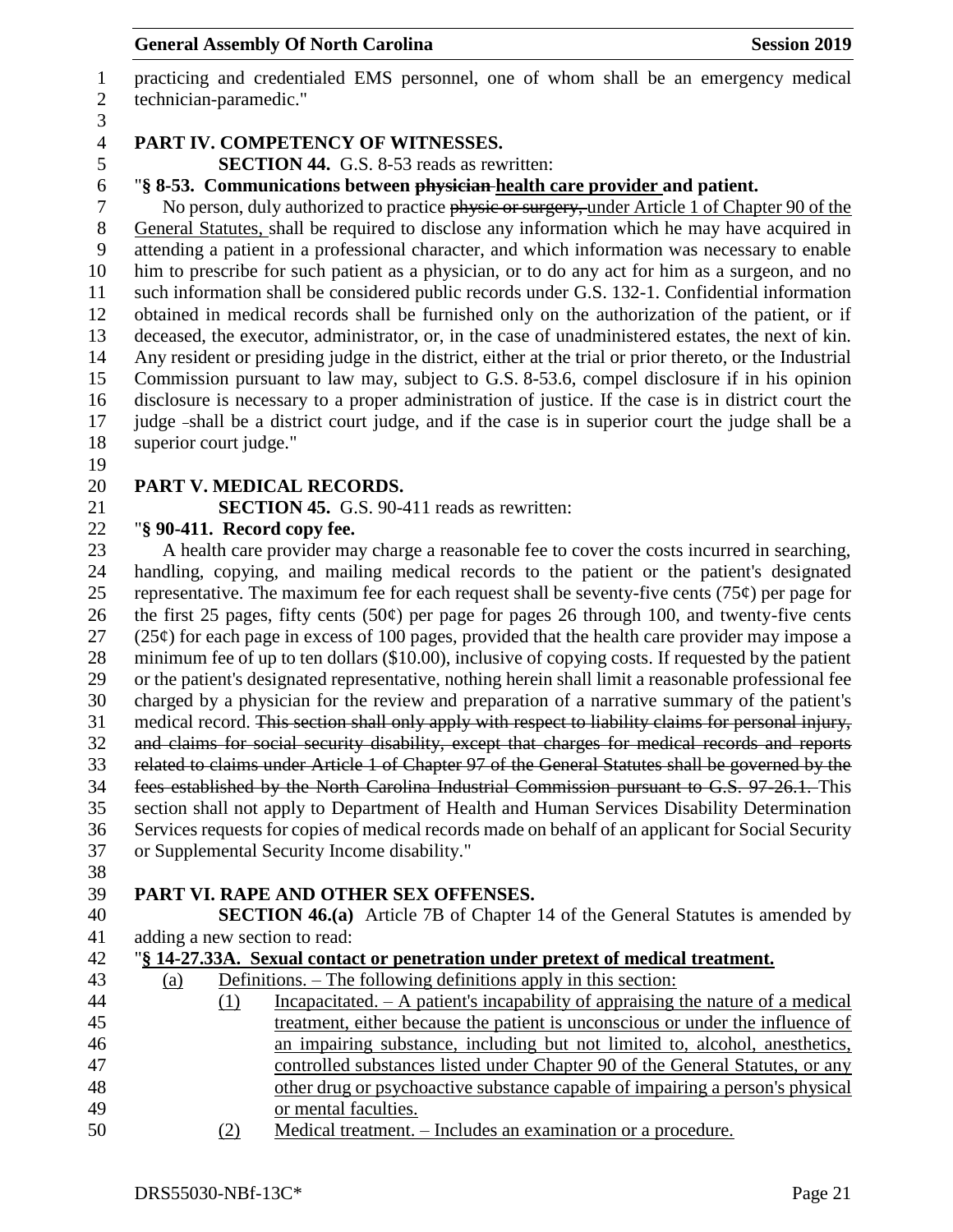practicing and credentialed EMS personnel, one of whom shall be an emergency medical technician-paramedic."

**PART IV. COMPETENCY OF WITNESSES.**

**SECTION 44.** G.S. 8-53 reads as rewritten:

"**§ 8-53. Communications between ~~physician~~ health care provider and patient.**

No person, duly authorized to practice ~~physic or surgery,~~ under Article 1 of Chapter 90 of the General Statutes, shall be required to disclose any information which he may have acquired in attending a patient in a professional character, and which information was necessary to enable him to prescribe for such patient as a physician, or to do any act for him as a surgeon, and no such information shall be considered public records under G.S. 132-1. Confidential information obtained in medical records shall be furnished only on the authorization of the patient, or if deceased, the executor, administrator, or, in the case of unadministered estates, the next of kin. Any resident or presiding judge in the district, either at the trial or prior thereto, or the Industrial Commission pursuant to law may, subject to G.S. 8-53.6, compel disclosure if in his opinion disclosure is necessary to a proper administration of justice. If the case is in district court the judge shall be a district court judge, and if the case is in superior court the judge shall be a superior court judge."

**PART V. MEDICAL RECORDS.**

**SECTION 45.** G.S. 90-411 reads as rewritten:

"**§ 90-411. Record copy fee.**

A health care provider may charge a reasonable fee to cover the costs incurred in searching, handling, copying, and mailing medical records to the patient or the patient's designated representative. The maximum fee for each request shall be seventy-five cents (75¢) per page for the first 25 pages, fifty cents (50¢) per page for pages 26 through 100, and twenty-five cents (25¢) for each page in excess of 100 pages, provided that the health care provider may impose a minimum fee of up to ten dollars ($10.00), inclusive of copying costs. If requested by the patient or the patient's designated representative, nothing herein shall limit a reasonable professional fee charged by a physician for the review and preparation of a narrative summary of the patient's medical record. ~~This section shall only apply with respect to liability claims for personal injury, and claims for social security disability, except that charges for medical records and reports related to claims under Article 1 of Chapter 97 of the General Statutes shall be governed by the fees established by the North Carolina Industrial Commission pursuant to G.S. 97-26.1.~~ This section shall not apply to Department of Health and Human Services Disability Determination Services requests for copies of medical records made on behalf of an applicant for Social Security or Supplemental Security Income disability."

**PART VI. RAPE AND OTHER SEX OFFENSES.**

**SECTION 46.(a)** Article 7B of Chapter 14 of the General Statutes is amended by adding a new section to read:

"**§ 14-27.33A. Sexual contact or penetration under pretext of medical treatment.**

(a) Definitions. – The following definitions apply in this section:

(1) Incapacitated. – A patient's incapability of appraising the nature of a medical treatment, either because the patient is unconscious or under the influence of an impairing substance, including but not limited to, alcohol, anesthetics, controlled substances listed under Chapter 90 of the General Statutes, or any other drug or psychoactive substance capable of impairing a person's physical or mental faculties.

(2) Medical treatment. – Includes an examination or a procedure.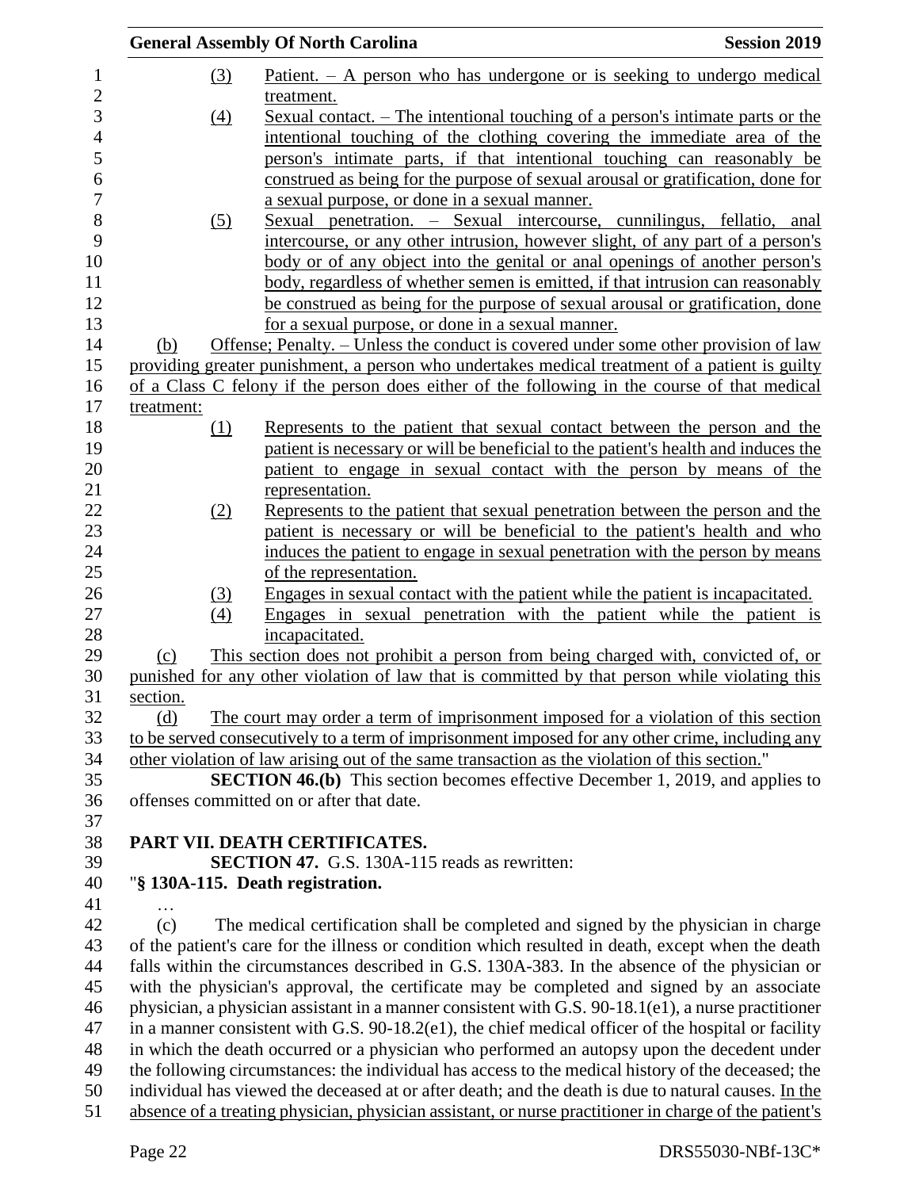(3) Patient. – A person who has undergone or is seeking to undergo medical treatment.

(4) Sexual contact. – The intentional touching of a person's intimate parts or the intentional touching of the clothing covering the immediate area of the person's intimate parts, if that intentional touching can reasonably be construed as being for the purpose of sexual arousal or gratification, done for a sexual purpose, or done in a sexual manner.

(5) Sexual penetration. – Sexual intercourse, cunnilingus, fellatio, anal intercourse, or any other intrusion, however slight, of any part of a person's body or of any object into the genital or anal openings of another person's body, regardless of whether semen is emitted, if that intrusion can reasonably be construed as being for the purpose of sexual arousal or gratification, done for a sexual purpose, or done in a sexual manner.

(b) Offense; Penalty. – Unless the conduct is covered under some other provision of law providing greater punishment, a person who undertakes medical treatment of a patient is guilty of a Class C felony if the person does either of the following in the course of that medical treatment:

(1) Represents to the patient that sexual contact between the person and the patient is necessary or will be beneficial to the patient's health and induces the patient to engage in sexual contact with the person by means of the representation.

(2) Represents to the patient that sexual penetration between the person and the patient is necessary or will be beneficial to the patient's health and who induces the patient to engage in sexual penetration with the person by means of the representation.

(3) Engages in sexual contact with the patient while the patient is incapacitated.

(4) Engages in sexual penetration with the patient while the patient is incapacitated.

(c) This section does not prohibit a person from being charged with, convicted of, or punished for any other violation of law that is committed by that person while violating this section.

(d) The court may order a term of imprisonment imposed for a violation of this section to be served consecutively to a term of imprisonment imposed for any other crime, including any other violation of law arising out of the same transaction as the violation of this section."

**SECTION 46.(b)** This section becomes effective December 1, 2019, and applies to offenses committed on or after that date.

## PART VII. DEATH CERTIFICATES.

**SECTION 47.** G.S. 130A-115 reads as rewritten:

"**§ 130A-115. Death registration.**

…

(c) The medical certification shall be completed and signed by the physician in charge of the patient's care for the illness or condition which resulted in death, except when the death falls within the circumstances described in G.S. 130A-383. In the absence of the physician or with the physician's approval, the certificate may be completed and signed by an associate physician, a physician assistant in a manner consistent with G.S. 90-18.1(e1), a nurse practitioner in a manner consistent with G.S. 90-18.2(e1), the chief medical officer of the hospital or facility in which the death occurred or a physician who performed an autopsy upon the decedent under the following circumstances: the individual has access to the medical history of the deceased; the individual has viewed the deceased at or after death; and the death is due to natural causes. In the absence of a treating physician, physician assistant, or nurse practitioner in charge of the patient's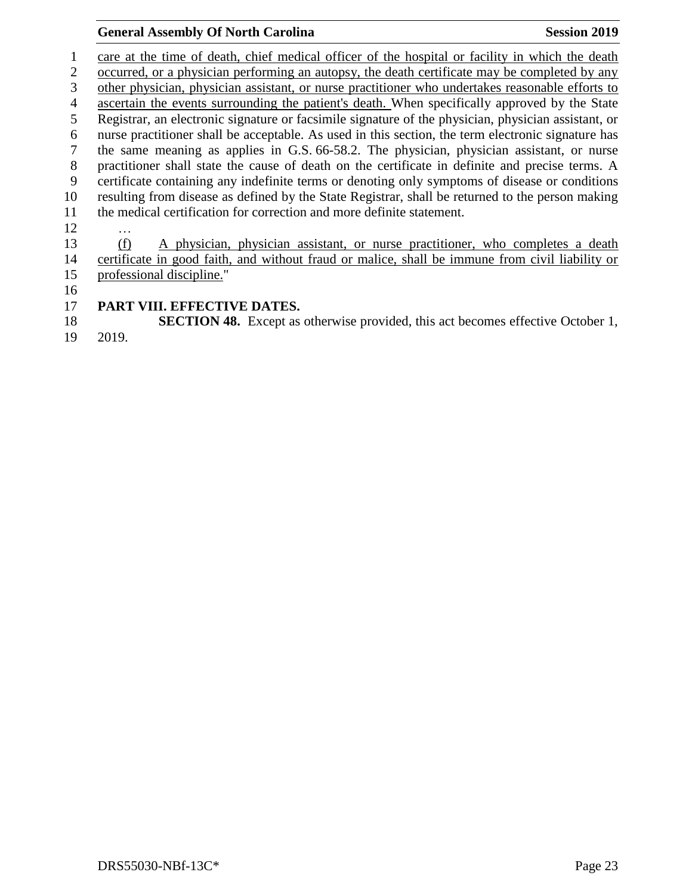care at the time of death, chief medical officer of the hospital or facility in which the death occurred, or a physician performing an autopsy, the death certificate may be completed by any other physician, physician assistant, or nurse practitioner who undertakes reasonable efforts to ascertain the events surrounding the patient's death. When specifically approved by the State Registrar, an electronic signature or facsimile signature of the physician, physician assistant, or nurse practitioner shall be acceptable. As used in this section, the term electronic signature has the same meaning as applies in G.S. 66-58.2. The physician, physician assistant, or nurse practitioner shall state the cause of death on the certificate in definite and precise terms. A certificate containing any indefinite terms or denoting only symptoms of disease or conditions resulting from disease as defined by the State Registrar, shall be returned to the person making the medical certification for correction and more definite statement.

…

(f) A physician, physician assistant, or nurse practitioner, who completes a death certificate in good faith, and without fraud or malice, shall be immune from civil liability or professional discipline."

**PART VIII. EFFECTIVE DATES.**

**SECTION 48.** Except as otherwise provided, this act becomes effective October 1, 2019.